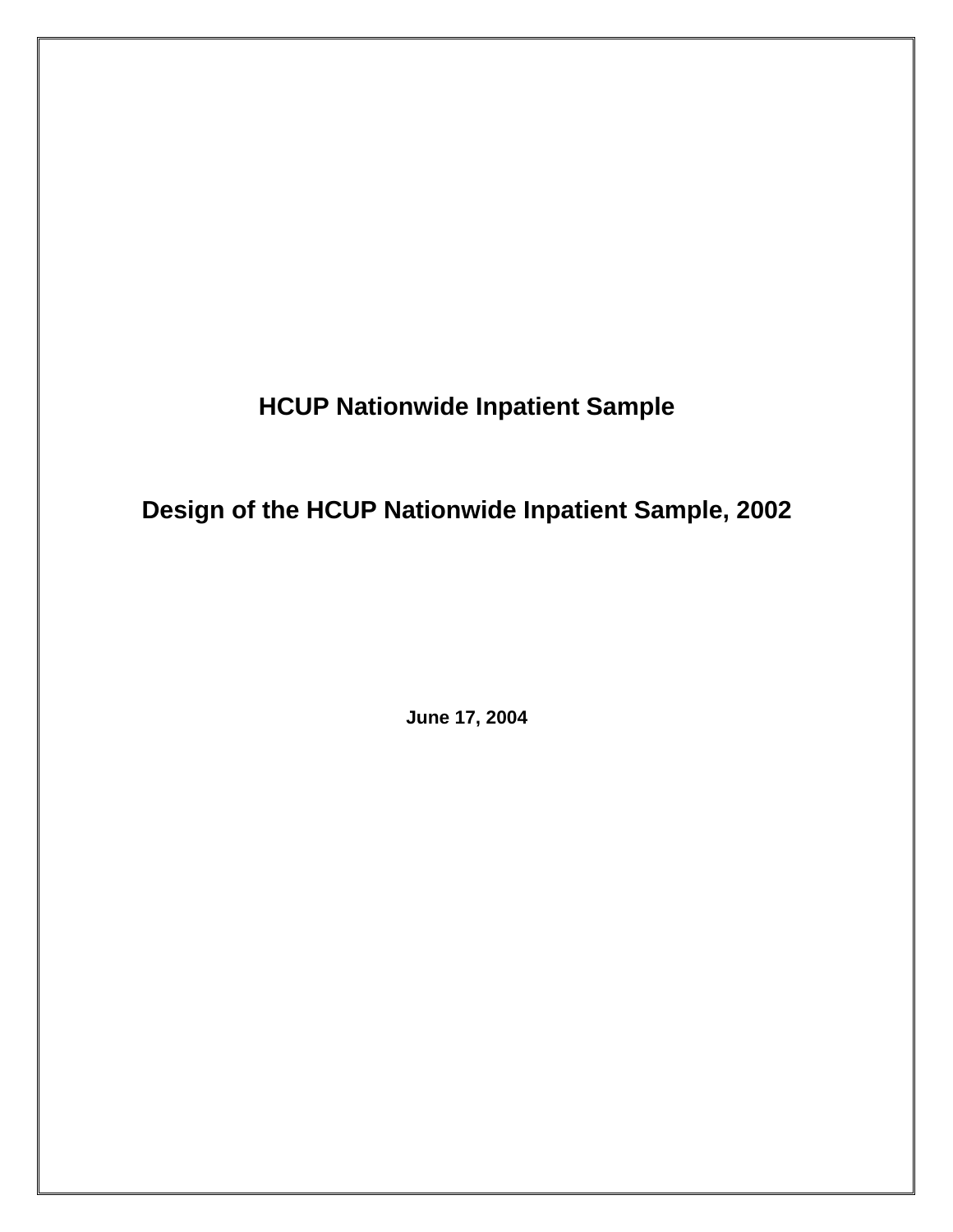# HCUP Nationwide Inpatient Sample

## Design of the HCUP Nationwide Inpatient Sample, 2002

**June 17, 2004**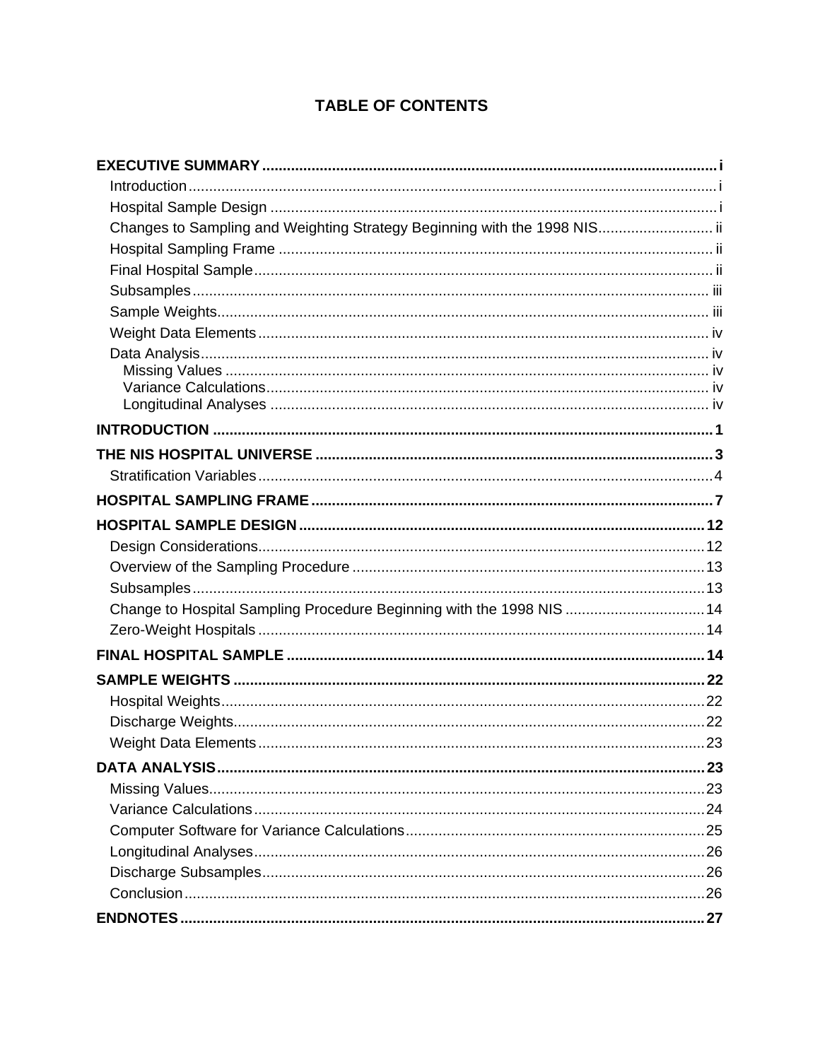# TABLE OF CONTENTS

**EXECUTIVE SUMMARY** ..... i

- Introduction ..... i
- Hospital Sample Design ..... i
- Changes to Sampling and Weighting Strategy Beginning with the 1998 NIS ..... ii
- Hospital Sampling Frame ..... ii
- Final Hospital Sample ..... ii
- Subsamples ..... iii
- Sample Weights ..... iii
- Weight Data Elements ..... iv
- Data Analysis ..... iv
  - Missing Values ..... iv
  - Variance Calculations ..... iv
  - Longitudinal Analyses ..... iv

**INTRODUCTION** ..... 1

**THE NIS HOSPITAL UNIVERSE** ..... 3

- Stratification Variables ..... 4

**HOSPITAL SAMPLING FRAME** ..... 7

**HOSPITAL SAMPLE DESIGN** ..... 12

- Design Considerations ..... 12
- Overview of the Sampling Procedure ..... 13
- Subsamples ..... 13
- Change to Hospital Sampling Procedure Beginning with the 1998 NIS ..... 14
- Zero-Weight Hospitals ..... 14

**FINAL HOSPITAL SAMPLE** ..... 14

**SAMPLE WEIGHTS** ..... 22

- Hospital Weights ..... 22
- Discharge Weights ..... 22
- Weight Data Elements ..... 23

**DATA ANALYSIS** ..... 23

- Missing Values ..... 23
- Variance Calculations ..... 24
- Computer Software for Variance Calculations ..... 25
- Longitudinal Analyses ..... 26
- Discharge Subsamples ..... 26
- Conclusion ..... 26

**ENDNOTES** ..... 27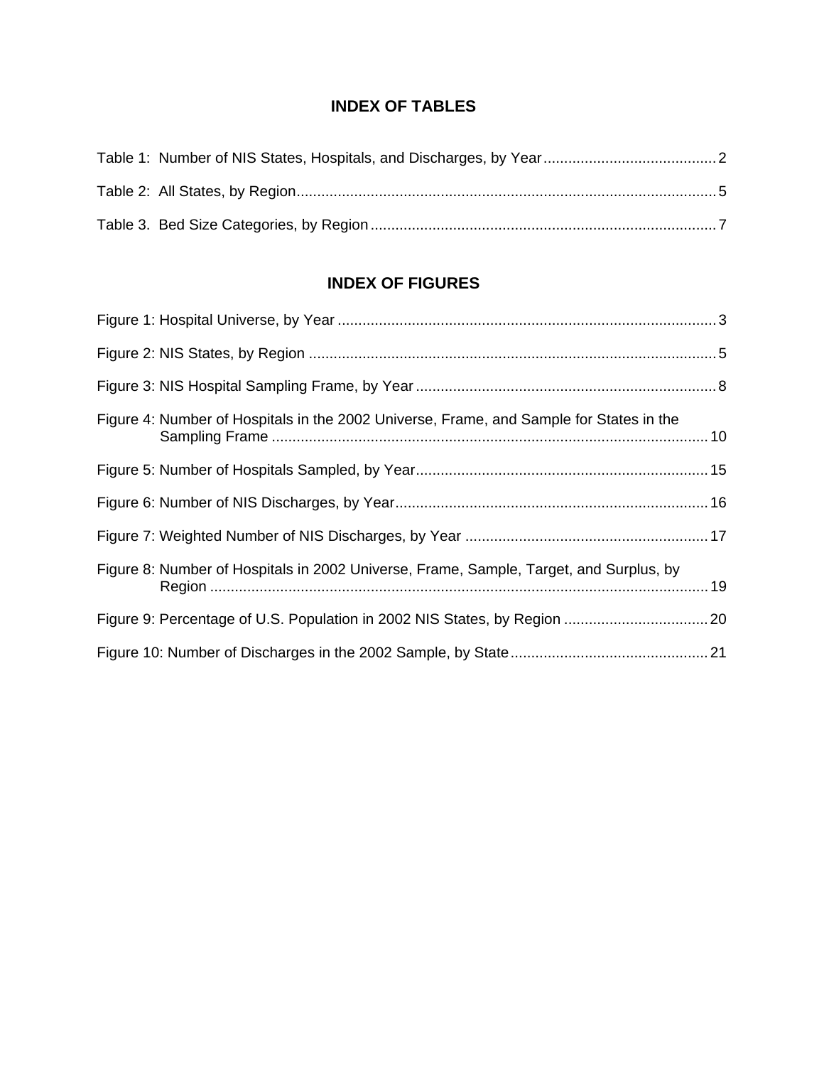## INDEX OF TABLES

Table 1: Number of NIS States, Hospitals, and Discharges, by Year .......................................... 2

Table 2: All States, by Region ...................................................................................................... 5

Table 3. Bed Size Categories, by Region .................................................................................... 7

## INDEX OF FIGURES

Figure 1: Hospital Universe, by Year ........................................................................................... 3

Figure 2: NIS States, by Region ................................................................................................... 5

Figure 3: NIS Hospital Sampling Frame, by Year ........................................................................ 8

Figure 4: Number of Hospitals in the 2002 Universe, Frame, and Sample for States in the Sampling Frame ........................................................................................................ 10

Figure 5: Number of Hospitals Sampled, by Year ....................................................................... 15

Figure 6: Number of NIS Discharges, by Year ............................................................................ 16

Figure 7: Weighted Number of NIS Discharges, by Year ........................................................... 17

Figure 8: Number of Hospitals in 2002 Universe, Frame, Sample, Target, and Surplus, by Region ........................................................................................................................ 19

Figure 9: Percentage of U.S. Population in 2002 NIS States, by Region ................................... 20

Figure 10: Number of Discharges in the 2002 Sample, by State ................................................ 21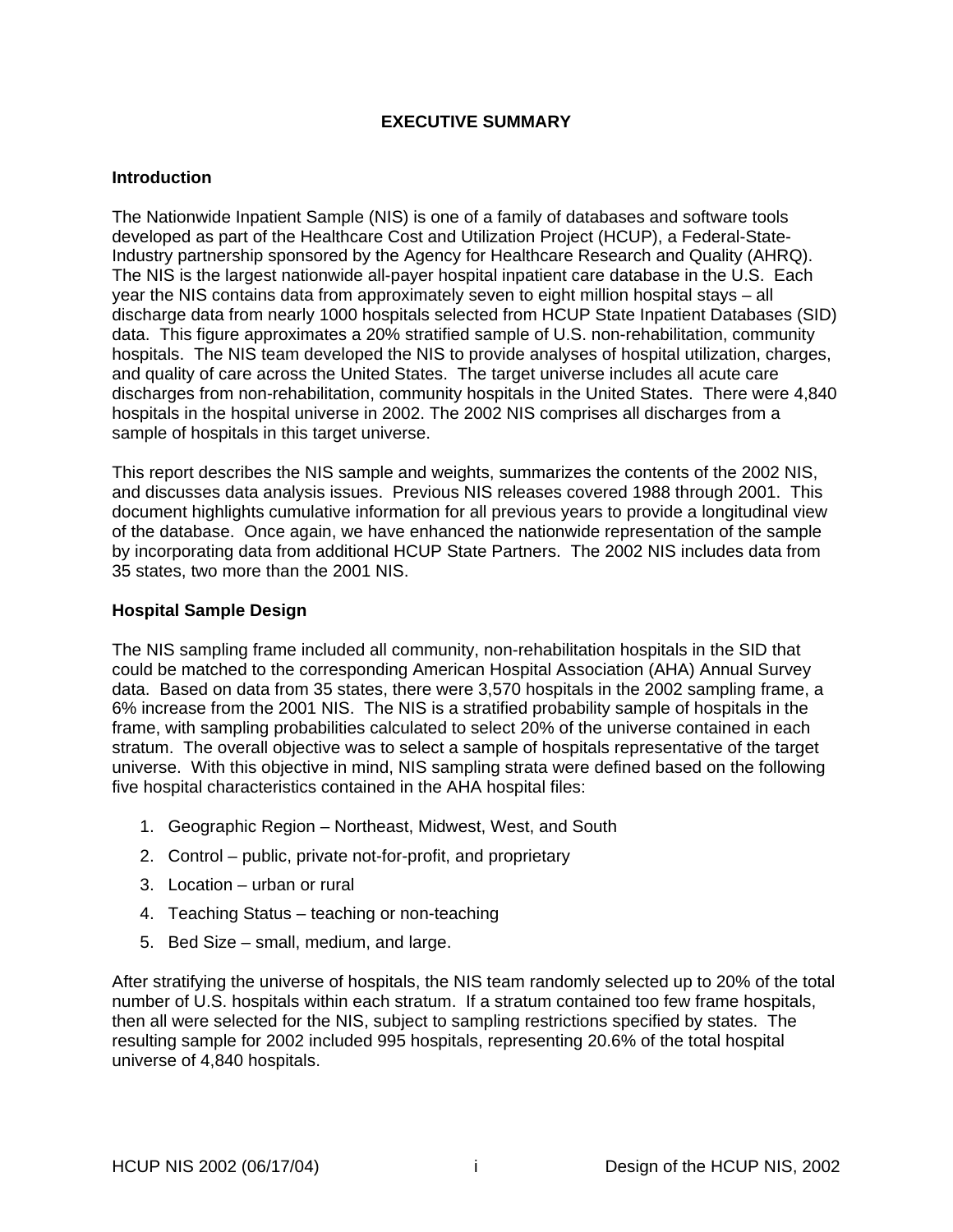# EXECUTIVE SUMMARY

## Introduction

The Nationwide Inpatient Sample (NIS) is one of a family of databases and software tools developed as part of the Healthcare Cost and Utilization Project (HCUP), a Federal-State-Industry partnership sponsored by the Agency for Healthcare Research and Quality (AHRQ). The NIS is the largest nationwide all-payer hospital inpatient care database in the U.S. Each year the NIS contains data from approximately seven to eight million hospital stays – all discharge data from nearly 1000 hospitals selected from HCUP State Inpatient Databases (SID) data. This figure approximates a 20% stratified sample of U.S. non-rehabilitation, community hospitals. The NIS team developed the NIS to provide analyses of hospital utilization, charges, and quality of care across the United States. The target universe includes all acute care discharges from non-rehabilitation, community hospitals in the United States. There were 4,840 hospitals in the hospital universe in 2002. The 2002 NIS comprises all discharges from a sample of hospitals in this target universe.

This report describes the NIS sample and weights, summarizes the contents of the 2002 NIS, and discusses data analysis issues. Previous NIS releases covered 1988 through 2001. This document highlights cumulative information for all previous years to provide a longitudinal view of the database. Once again, we have enhanced the nationwide representation of the sample by incorporating data from additional HCUP State Partners. The 2002 NIS includes data from 35 states, two more than the 2001 NIS.

## Hospital Sample Design

The NIS sampling frame included all community, non-rehabilitation hospitals in the SID that could be matched to the corresponding American Hospital Association (AHA) Annual Survey data. Based on data from 35 states, there were 3,570 hospitals in the 2002 sampling frame, a 6% increase from the 2001 NIS. The NIS is a stratified probability sample of hospitals in the frame, with sampling probabilities calculated to select 20% of the universe contained in each stratum. The overall objective was to select a sample of hospitals representative of the target universe. With this objective in mind, NIS sampling strata were defined based on the following five hospital characteristics contained in the AHA hospital files:

1. Geographic Region – Northeast, Midwest, West, and South
2. Control – public, private not-for-profit, and proprietary
3. Location – urban or rural
4. Teaching Status – teaching or non-teaching
5. Bed Size – small, medium, and large.

After stratifying the universe of hospitals, the NIS team randomly selected up to 20% of the total number of U.S. hospitals within each stratum. If a stratum contained too few frame hospitals, then all were selected for the NIS, subject to sampling restrictions specified by states. The resulting sample for 2002 included 995 hospitals, representing 20.6% of the total hospital universe of 4,840 hospitals.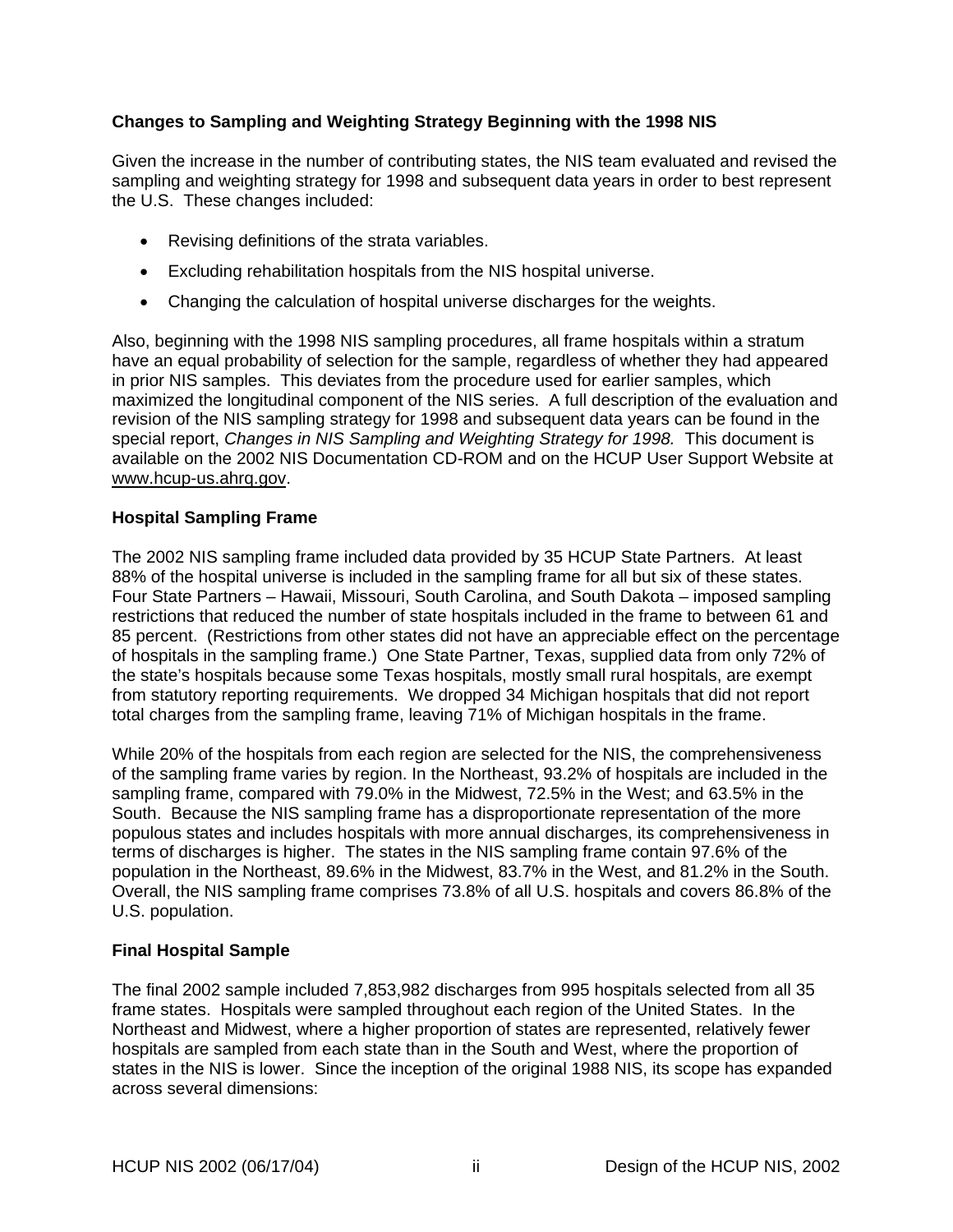### Changes to Sampling and Weighting Strategy Beginning with the 1998 NIS

Given the increase in the number of contributing states, the NIS team evaluated and revised the sampling and weighting strategy for 1998 and subsequent data years in order to best represent the U.S. These changes included:

- Revising definitions of the strata variables.
- Excluding rehabilitation hospitals from the NIS hospital universe.
- Changing the calculation of hospital universe discharges for the weights.

Also, beginning with the 1998 NIS sampling procedures, all frame hospitals within a stratum have an equal probability of selection for the sample, regardless of whether they had appeared in prior NIS samples. This deviates from the procedure used for earlier samples, which maximized the longitudinal component of the NIS series. A full description of the evaluation and revision of the NIS sampling strategy for 1998 and subsequent data years can be found in the special report, *Changes in NIS Sampling and Weighting Strategy for 1998.* This document is available on the 2002 NIS Documentation CD-ROM and on the HCUP User Support Website at www.hcup-us.ahrq.gov.

### Hospital Sampling Frame

The 2002 NIS sampling frame included data provided by 35 HCUP State Partners. At least 88% of the hospital universe is included in the sampling frame for all but six of these states. Four State Partners – Hawaii, Missouri, South Carolina, and South Dakota – imposed sampling restrictions that reduced the number of state hospitals included in the frame to between 61 and 85 percent. (Restrictions from other states did not have an appreciable effect on the percentage of hospitals in the sampling frame.) One State Partner, Texas, supplied data from only 72% of the state's hospitals because some Texas hospitals, mostly small rural hospitals, are exempt from statutory reporting requirements. We dropped 34 Michigan hospitals that did not report total charges from the sampling frame, leaving 71% of Michigan hospitals in the frame.

While 20% of the hospitals from each region are selected for the NIS, the comprehensiveness of the sampling frame varies by region. In the Northeast, 93.2% of hospitals are included in the sampling frame, compared with 79.0% in the Midwest, 72.5% in the West; and 63.5% in the South. Because the NIS sampling frame has a disproportionate representation of the more populous states and includes hospitals with more annual discharges, its comprehensiveness in terms of discharges is higher. The states in the NIS sampling frame contain 97.6% of the population in the Northeast, 89.6% in the Midwest, 83.7% in the West, and 81.2% in the South. Overall, the NIS sampling frame comprises 73.8% of all U.S. hospitals and covers 86.8% of the U.S. population.

### Final Hospital Sample

The final 2002 sample included 7,853,982 discharges from 995 hospitals selected from all 35 frame states. Hospitals were sampled throughout each region of the United States. In the Northeast and Midwest, where a higher proportion of states are represented, relatively fewer hospitals are sampled from each state than in the South and West, where the proportion of states in the NIS is lower. Since the inception of the original 1988 NIS, its scope has expanded across several dimensions: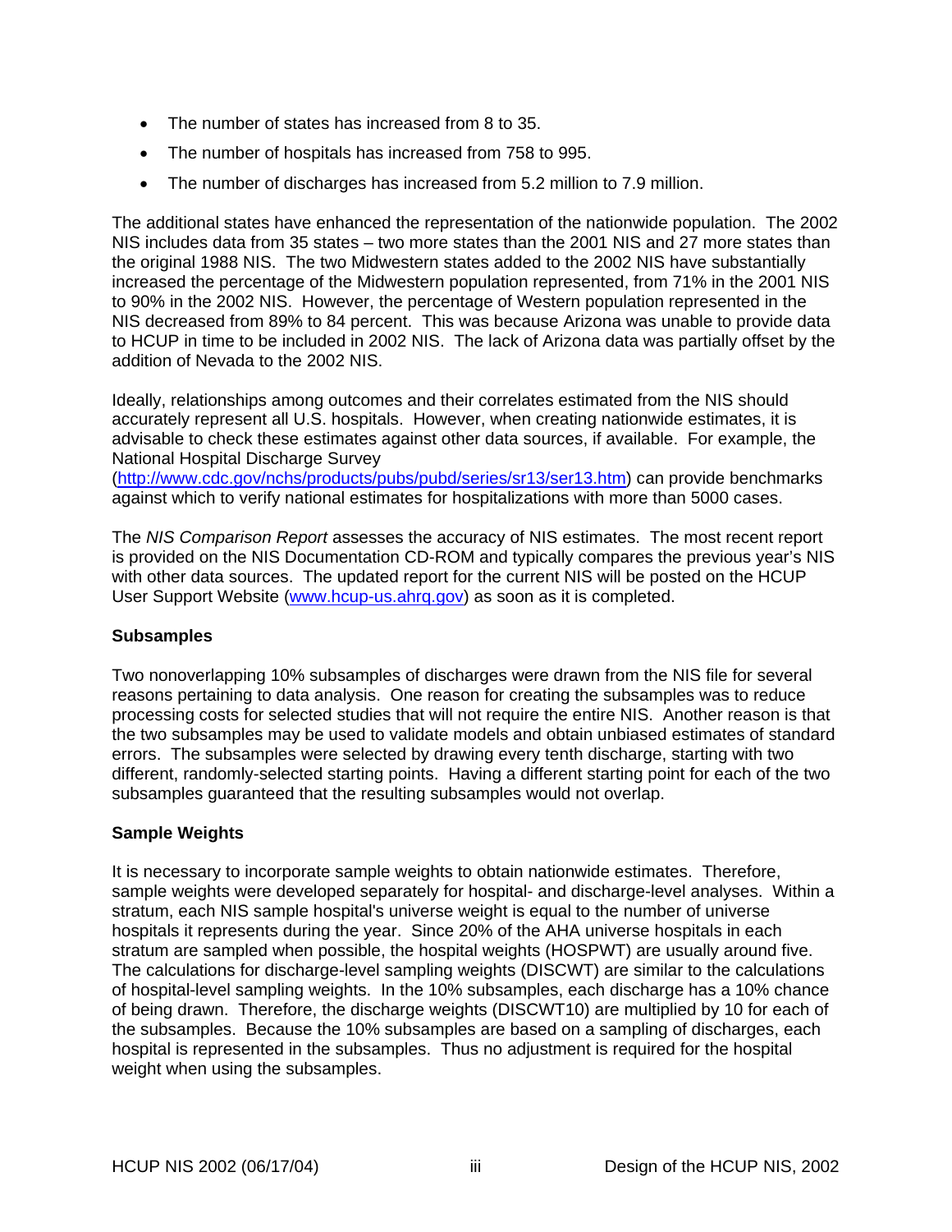- The number of states has increased from 8 to 35.
- The number of hospitals has increased from 758 to 995.
- The number of discharges has increased from 5.2 million to 7.9 million.

The additional states have enhanced the representation of the nationwide population. The 2002 NIS includes data from 35 states – two more states than the 2001 NIS and 27 more states than the original 1988 NIS. The two Midwestern states added to the 2002 NIS have substantially increased the percentage of the Midwestern population represented, from 71% in the 2001 NIS to 90% in the 2002 NIS. However, the percentage of Western population represented in the NIS decreased from 89% to 84 percent. This was because Arizona was unable to provide data to HCUP in time to be included in 2002 NIS. The lack of Arizona data was partially offset by the addition of Nevada to the 2002 NIS.

Ideally, relationships among outcomes and their correlates estimated from the NIS should accurately represent all U.S. hospitals. However, when creating nationwide estimates, it is advisable to check these estimates against other data sources, if available. For example, the National Hospital Discharge Survey (http://www.cdc.gov/nchs/products/pubs/pubd/series/sr13/ser13.htm) can provide benchmarks against which to verify national estimates for hospitalizations with more than 5000 cases.

The *NIS Comparison Report* assesses the accuracy of NIS estimates. The most recent report is provided on the NIS Documentation CD-ROM and typically compares the previous year's NIS with other data sources. The updated report for the current NIS will be posted on the HCUP User Support Website (www.hcup-us.ahrq.gov) as soon as it is completed.

**Subsamples**

Two nonoverlapping 10% subsamples of discharges were drawn from the NIS file for several reasons pertaining to data analysis. One reason for creating the subsamples was to reduce processing costs for selected studies that will not require the entire NIS. Another reason is that the two subsamples may be used to validate models and obtain unbiased estimates of standard errors. The subsamples were selected by drawing every tenth discharge, starting with two different, randomly-selected starting points. Having a different starting point for each of the two subsamples guaranteed that the resulting subsamples would not overlap.

**Sample Weights**

It is necessary to incorporate sample weights to obtain nationwide estimates. Therefore, sample weights were developed separately for hospital- and discharge-level analyses. Within a stratum, each NIS sample hospital's universe weight is equal to the number of universe hospitals it represents during the year. Since 20% of the AHA universe hospitals in each stratum are sampled when possible, the hospital weights (HOSPWT) are usually around five. The calculations for discharge-level sampling weights (DISCWT) are similar to the calculations of hospital-level sampling weights. In the 10% subsamples, each discharge has a 10% chance of being drawn. Therefore, the discharge weights (DISCWT10) are multiplied by 10 for each of the subsamples. Because the 10% subsamples are based on a sampling of discharges, each hospital is represented in the subsamples. Thus no adjustment is required for the hospital weight when using the subsamples.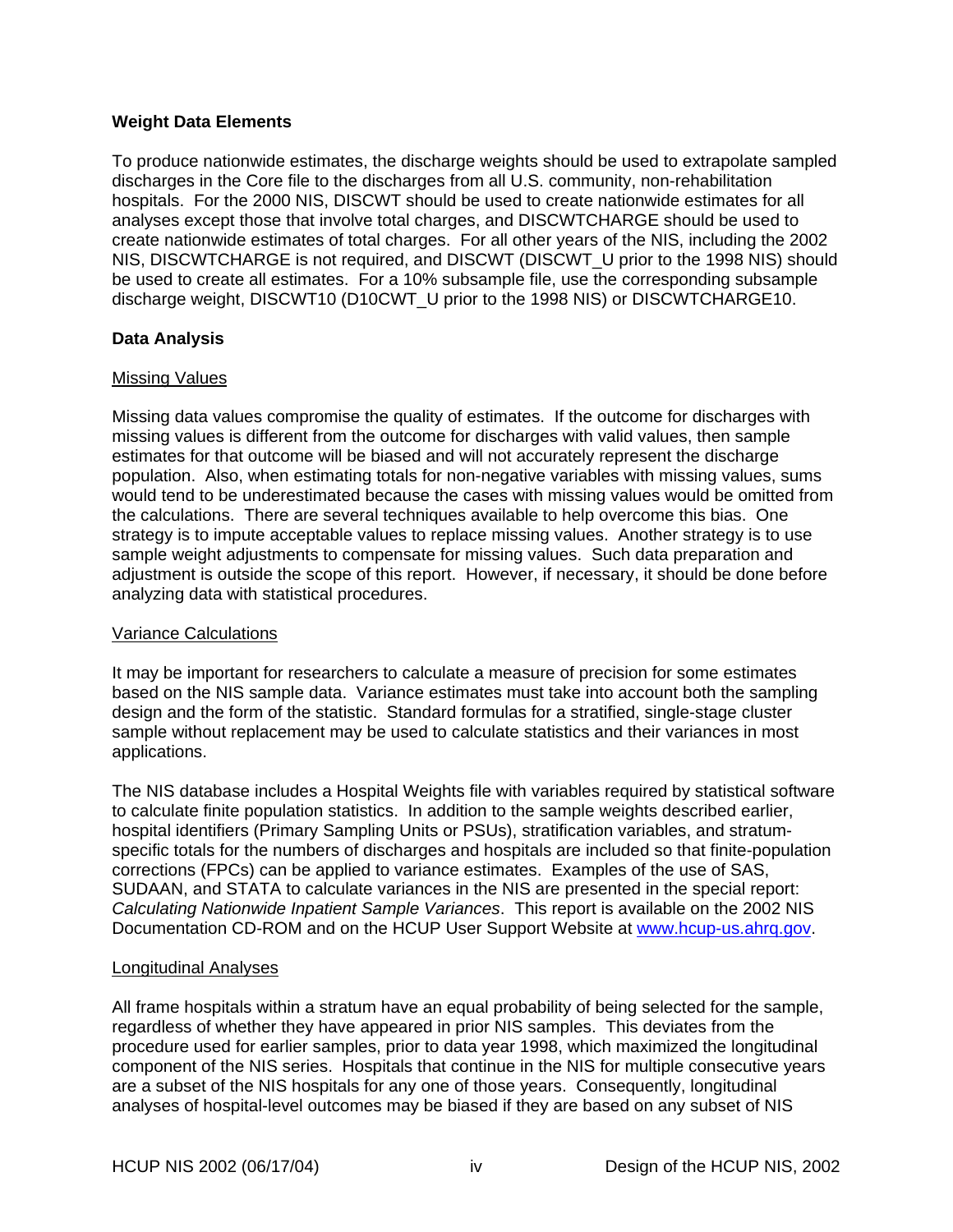### Weight Data Elements

To produce nationwide estimates, the discharge weights should be used to extrapolate sampled discharges in the Core file to the discharges from all U.S. community, non-rehabilitation hospitals. For the 2000 NIS, DISCWT should be used to create nationwide estimates for all analyses except those that involve total charges, and DISCWTCHARGE should be used to create nationwide estimates of total charges. For all other years of the NIS, including the 2002 NIS, DISCWTCHARGE is not required, and DISCWT (DISCWT_U prior to the 1998 NIS) should be used to create all estimates. For a 10% subsample file, use the corresponding subsample discharge weight, DISCWT10 (D10CWT_U prior to the 1998 NIS) or DISCWTCHARGE10.

### Data Analysis

Missing Values

Missing data values compromise the quality of estimates. If the outcome for discharges with missing values is different from the outcome for discharges with valid values, then sample estimates for that outcome will be biased and will not accurately represent the discharge population. Also, when estimating totals for non-negative variables with missing values, sums would tend to be underestimated because the cases with missing values would be omitted from the calculations. There are several techniques available to help overcome this bias. One strategy is to impute acceptable values to replace missing values. Another strategy is to use sample weight adjustments to compensate for missing values. Such data preparation and adjustment is outside the scope of this report. However, if necessary, it should be done before analyzing data with statistical procedures.

Variance Calculations

It may be important for researchers to calculate a measure of precision for some estimates based on the NIS sample data. Variance estimates must take into account both the sampling design and the form of the statistic. Standard formulas for a stratified, single-stage cluster sample without replacement may be used to calculate statistics and their variances in most applications.

The NIS database includes a Hospital Weights file with variables required by statistical software to calculate finite population statistics. In addition to the sample weights described earlier, hospital identifiers (Primary Sampling Units or PSUs), stratification variables, and stratum-specific totals for the numbers of discharges and hospitals are included so that finite-population corrections (FPCs) can be applied to variance estimates. Examples of the use of SAS, SUDAAN, and STATA to calculate variances in the NIS are presented in the special report: *Calculating Nationwide Inpatient Sample Variances*. This report is available on the 2002 NIS Documentation CD-ROM and on the HCUP User Support Website at www.hcup-us.ahrq.gov.

Longitudinal Analyses

All frame hospitals within a stratum have an equal probability of being selected for the sample, regardless of whether they have appeared in prior NIS samples. This deviates from the procedure used for earlier samples, prior to data year 1998, which maximized the longitudinal component of the NIS series. Hospitals that continue in the NIS for multiple consecutive years are a subset of the NIS hospitals for any one of those years. Consequently, longitudinal analyses of hospital-level outcomes may be biased if they are based on any subset of NIS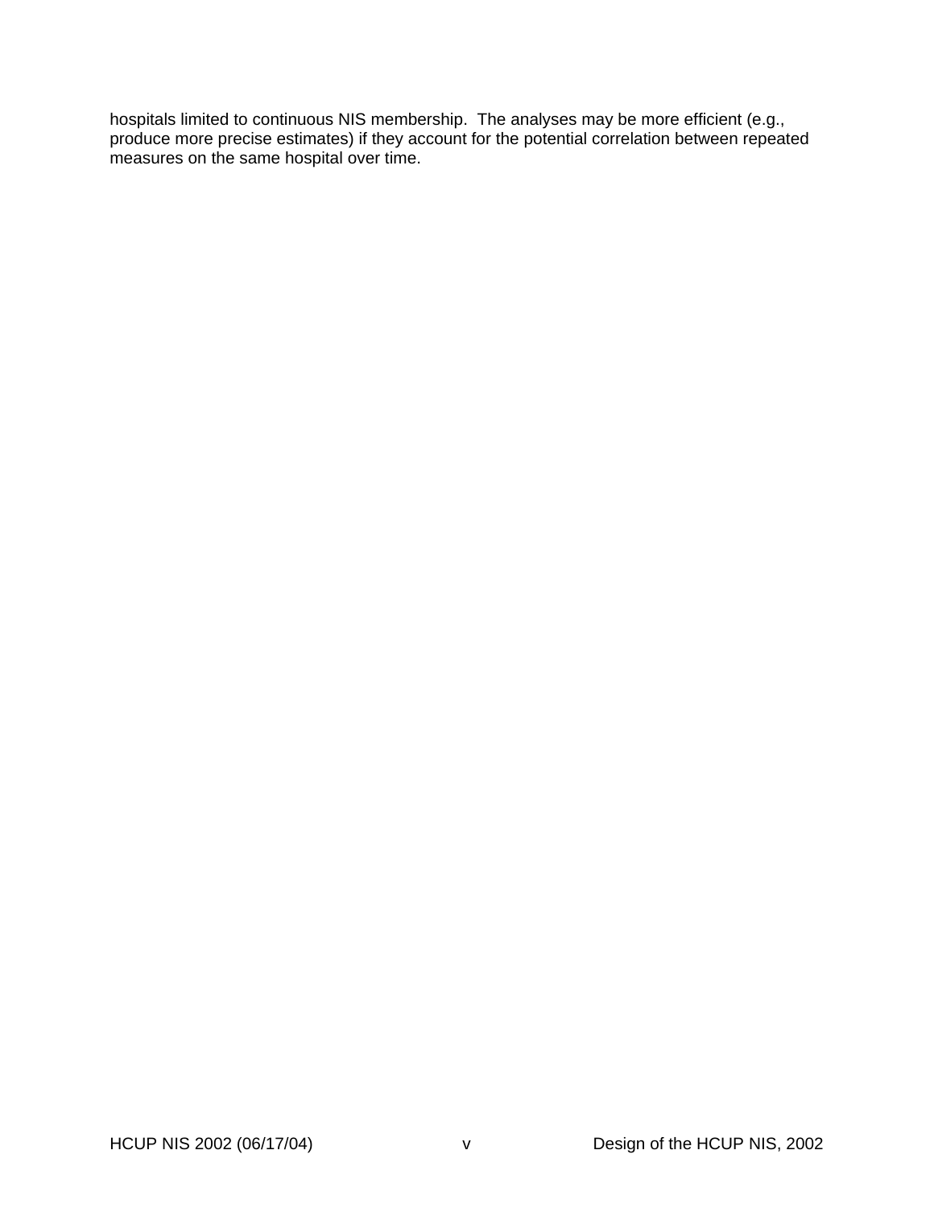hospitals limited to continuous NIS membership. The analyses may be more efficient (e.g., produce more precise estimates) if they account for the potential correlation between repeated measures on the same hospital over time.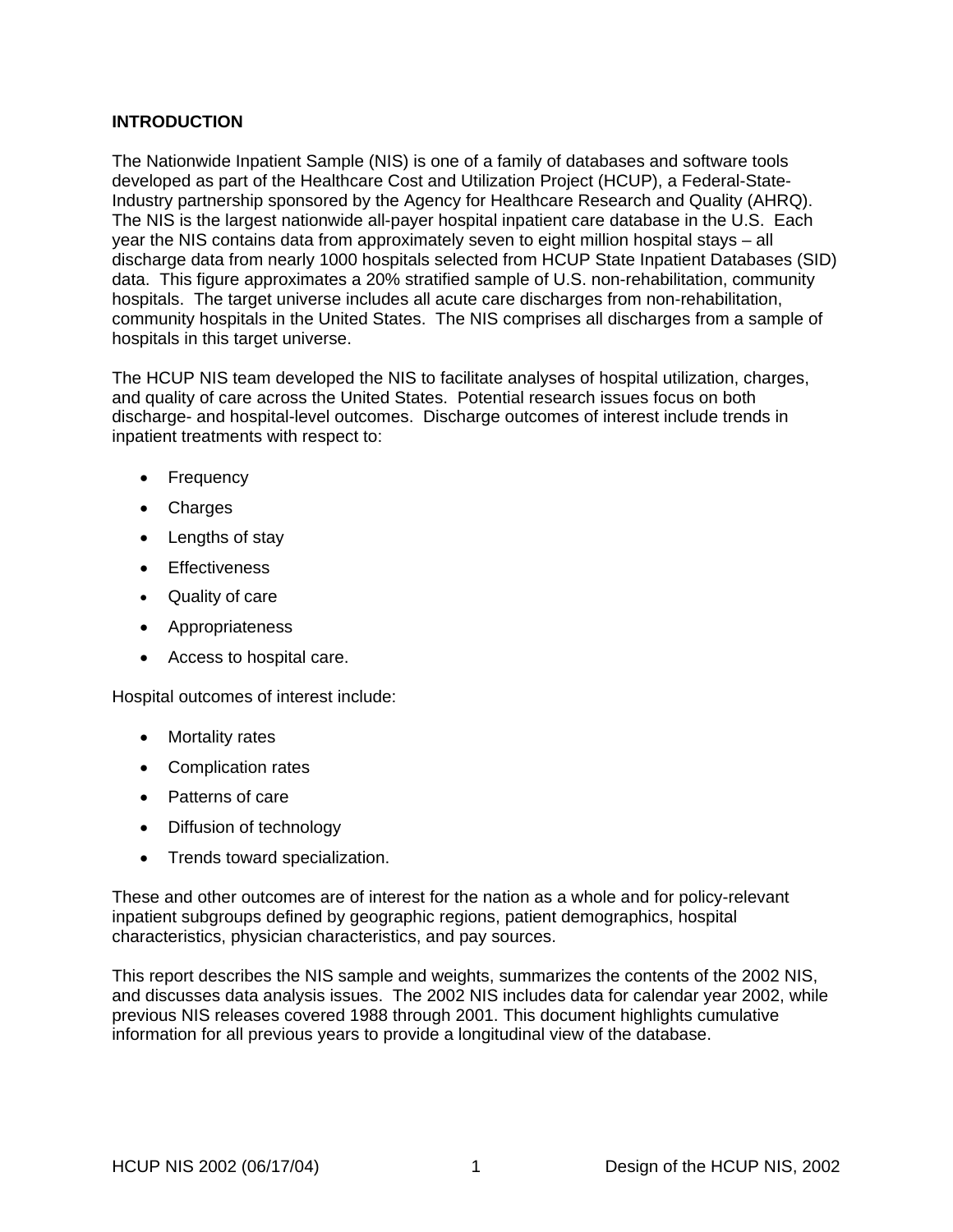## INTRODUCTION

The Nationwide Inpatient Sample (NIS) is one of a family of databases and software tools developed as part of the Healthcare Cost and Utilization Project (HCUP), a Federal-State-Industry partnership sponsored by the Agency for Healthcare Research and Quality (AHRQ). The NIS is the largest nationwide all-payer hospital inpatient care database in the U.S. Each year the NIS contains data from approximately seven to eight million hospital stays – all discharge data from nearly 1000 hospitals selected from HCUP State Inpatient Databases (SID) data. This figure approximates a 20% stratified sample of U.S. non-rehabilitation, community hospitals. The target universe includes all acute care discharges from non-rehabilitation, community hospitals in the United States. The NIS comprises all discharges from a sample of hospitals in this target universe.

The HCUP NIS team developed the NIS to facilitate analyses of hospital utilization, charges, and quality of care across the United States. Potential research issues focus on both discharge- and hospital-level outcomes. Discharge outcomes of interest include trends in inpatient treatments with respect to:

- Frequency
- Charges
- Lengths of stay
- Effectiveness
- Quality of care
- Appropriateness
- Access to hospital care.

Hospital outcomes of interest include:

- Mortality rates
- Complication rates
- Patterns of care
- Diffusion of technology
- Trends toward specialization.

These and other outcomes are of interest for the nation as a whole and for policy-relevant inpatient subgroups defined by geographic regions, patient demographics, hospital characteristics, physician characteristics, and pay sources.

This report describes the NIS sample and weights, summarizes the contents of the 2002 NIS, and discusses data analysis issues. The 2002 NIS includes data for calendar year 2002, while previous NIS releases covered 1988 through 2001. This document highlights cumulative information for all previous years to provide a longitudinal view of the database.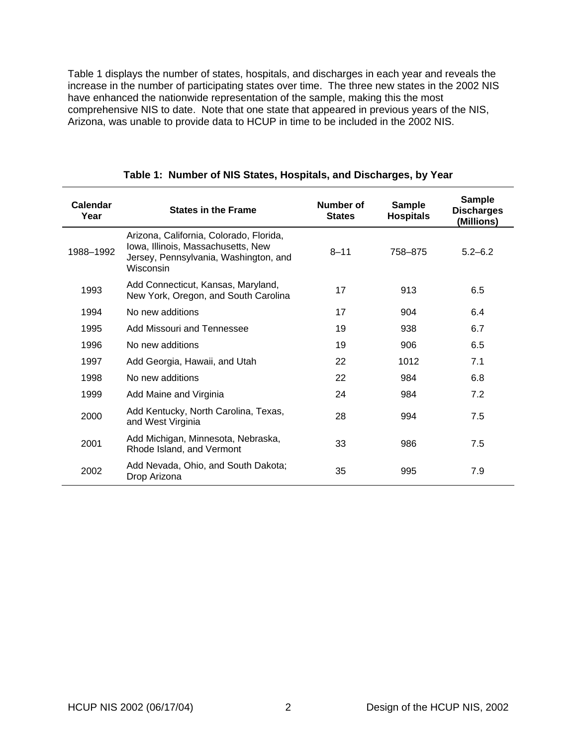Table 1 displays the number of states, hospitals, and discharges in each year and reveals the increase in the number of participating states over time. The three new states in the 2002 NIS have enhanced the nationwide representation of the sample, making this the most comprehensive NIS to date. Note that one state that appeared in previous years of the NIS, Arizona, was unable to provide data to HCUP in time to be included in the 2002 NIS.

**Table 1: Number of NIS States, Hospitals, and Discharges, by Year**

| Calendar Year | States in the Frame | Number of States | Sample Hospitals | Sample Discharges (Millions) |
|---|---|---|---|---|
| 1988–1992 | Arizona, California, Colorado, Florida, Iowa, Illinois, Massachusetts, New Jersey, Pennsylvania, Washington, and Wisconsin | 8–11 | 758–875 | 5.2–6.2 |
| 1993 | Add Connecticut, Kansas, Maryland, New York, Oregon, and South Carolina | 17 | 913 | 6.5 |
| 1994 | No new additions | 17 | 904 | 6.4 |
| 1995 | Add Missouri and Tennessee | 19 | 938 | 6.7 |
| 1996 | No new additions | 19 | 906 | 6.5 |
| 1997 | Add Georgia, Hawaii, and Utah | 22 | 1012 | 7.1 |
| 1998 | No new additions | 22 | 984 | 6.8 |
| 1999 | Add Maine and Virginia | 24 | 984 | 7.2 |
| 2000 | Add Kentucky, North Carolina, Texas, and West Virginia | 28 | 994 | 7.5 |
| 2001 | Add Michigan, Minnesota, Nebraska, Rhode Island, and Vermont | 33 | 986 | 7.5 |
| 2002 | Add Nevada, Ohio, and South Dakota; Drop Arizona | 35 | 995 | 7.9 |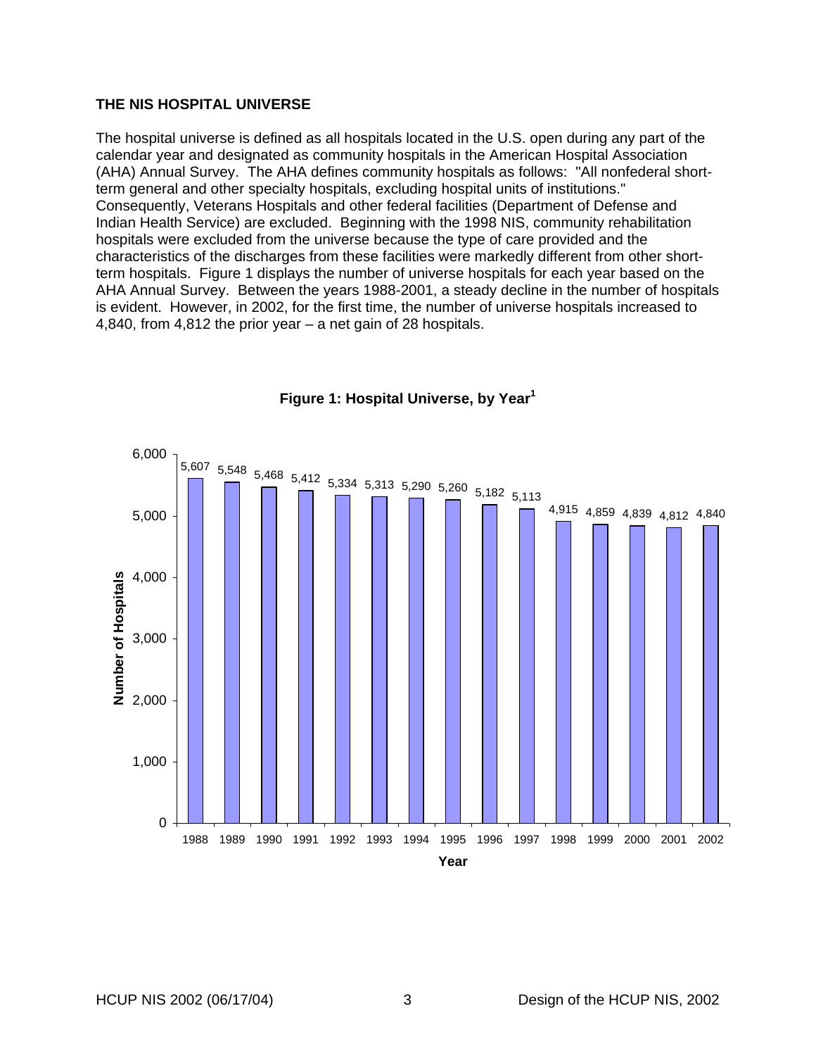## THE NIS HOSPITAL UNIVERSE

The hospital universe is defined as all hospitals located in the U.S. open during any part of the calendar year and designated as community hospitals in the American Hospital Association (AHA) Annual Survey. The AHA defines community hospitals as follows: "All nonfederal short-term general and other specialty hospitals, excluding hospital units of institutions." Consequently, Veterans Hospitals and other federal facilities (Department of Defense and Indian Health Service) are excluded. Beginning with the 1998 NIS, community rehabilitation hospitals were excluded from the universe because the type of care provided and the characteristics of the discharges from these facilities were markedly different from other short-term hospitals. Figure 1 displays the number of universe hospitals for each year based on the AHA Annual Survey. Between the years 1988-2001, a steady decline in the number of hospitals is evident. However, in 2002, for the first time, the number of universe hospitals increased to 4,840, from 4,812 the prior year – a net gain of 28 hospitals.

**Figure 1: Hospital Universe, by Year[1]**

| Year | Number of Hospitals |
|---|---|
| 1988 | 5,607 |
| 1989 | 5,548 |
| 1990 | 5,468 |
| 1991 | 5,412 |
| 1992 | 5,334 |
| 1993 | 5,313 |
| 1994 | 5,290 |
| 1995 | 5,260 |
| 1996 | 5,182 |
| 1997 | 5,113 |
| 1998 | 4,915 |
| 1999 | 4,859 |
| 2000 | 4,839 |
| 2001 | 4,812 |
| 2002 | 4,840 |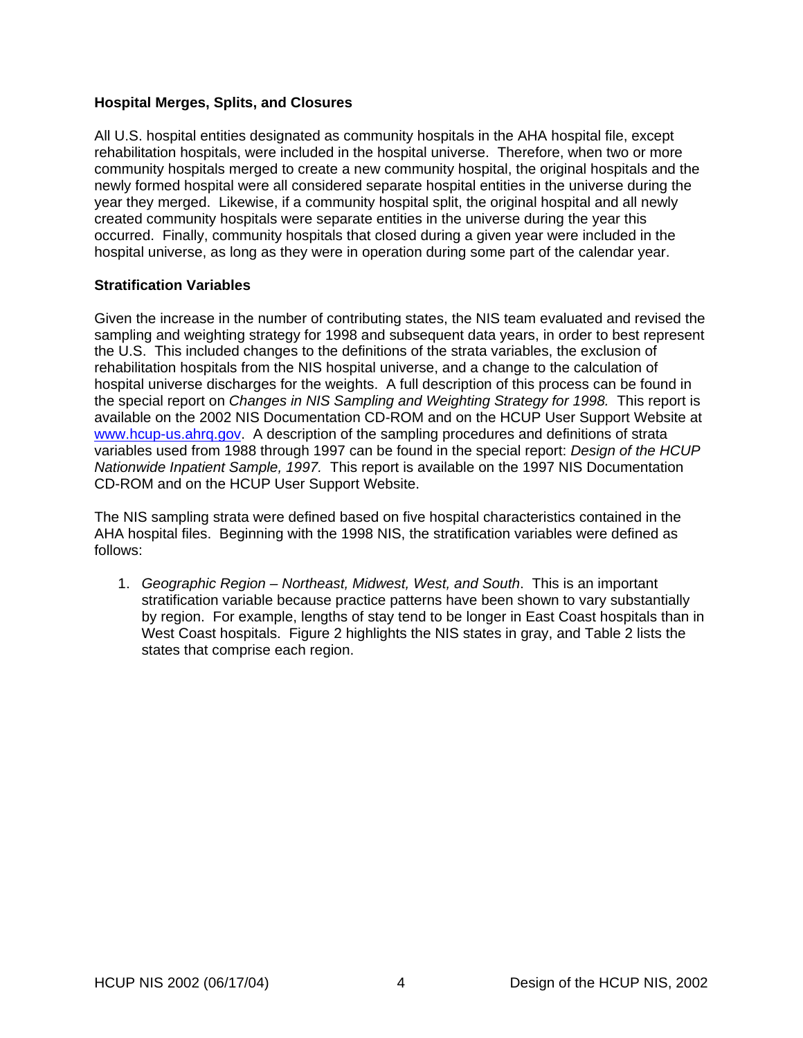### Hospital Merges, Splits, and Closures

All U.S. hospital entities designated as community hospitals in the AHA hospital file, except rehabilitation hospitals, were included in the hospital universe. Therefore, when two or more community hospitals merged to create a new community hospital, the original hospitals and the newly formed hospital were all considered separate hospital entities in the universe during the year they merged. Likewise, if a community hospital split, the original hospital and all newly created community hospitals were separate entities in the universe during the year this occurred. Finally, community hospitals that closed during a given year were included in the hospital universe, as long as they were in operation during some part of the calendar year.

### Stratification Variables

Given the increase in the number of contributing states, the NIS team evaluated and revised the sampling and weighting strategy for 1998 and subsequent data years, in order to best represent the U.S. This included changes to the definitions of the strata variables, the exclusion of rehabilitation hospitals from the NIS hospital universe, and a change to the calculation of hospital universe discharges for the weights. A full description of this process can be found in the special report on *Changes in NIS Sampling and Weighting Strategy for 1998.* This report is available on the 2002 NIS Documentation CD-ROM and on the HCUP User Support Website at www.hcup-us.ahrq.gov. A description of the sampling procedures and definitions of strata variables used from 1988 through 1997 can be found in the special report: *Design of the HCUP Nationwide Inpatient Sample, 1997.* This report is available on the 1997 NIS Documentation CD-ROM and on the HCUP User Support Website.

The NIS sampling strata were defined based on five hospital characteristics contained in the AHA hospital files. Beginning with the 1998 NIS, the stratification variables were defined as follows:

1. *Geographic Region – Northeast, Midwest, West, and South*. This is an important stratification variable because practice patterns have been shown to vary substantially by region. For example, lengths of stay tend to be longer in East Coast hospitals than in West Coast hospitals. Figure 2 highlights the NIS states in gray, and Table 2 lists the states that comprise each region.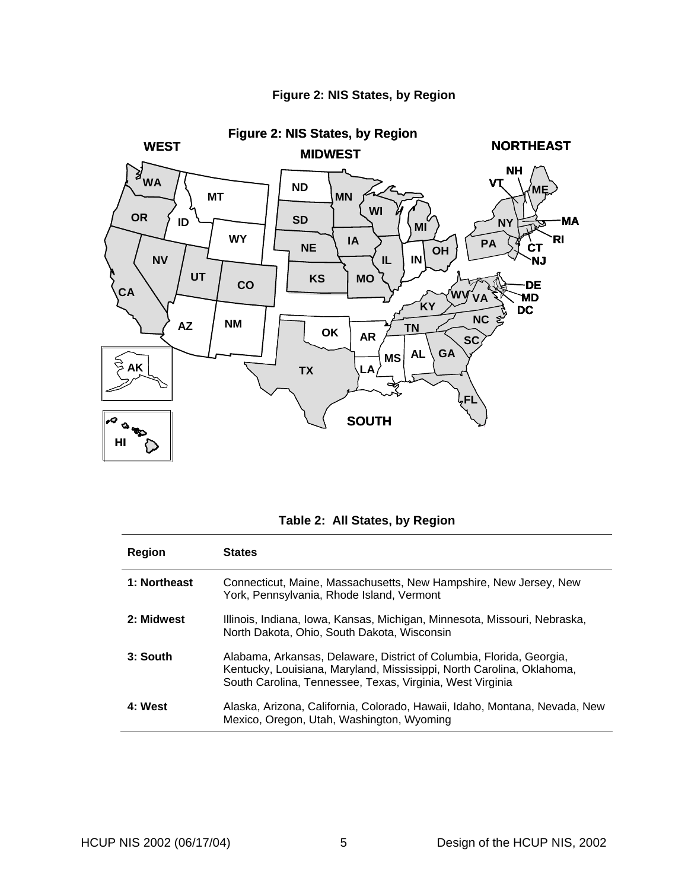**Figure 2: NIS States, by Region**

**Table 2: All States, by Region**

| Region | States |
|---|---|
| **1: Northeast** | Connecticut, Maine, Massachusetts, New Hampshire, New Jersey, New York, Pennsylvania, Rhode Island, Vermont |
| **2: Midwest** | Illinois, Indiana, Iowa, Kansas, Michigan, Minnesota, Missouri, Nebraska, North Dakota, Ohio, South Dakota, Wisconsin |
| **3: South** | Alabama, Arkansas, Delaware, District of Columbia, Florida, Georgia, Kentucky, Louisiana, Maryland, Mississippi, North Carolina, Oklahoma, South Carolina, Tennessee, Texas, Virginia, West Virginia |
| **4: West** | Alaska, Arizona, California, Colorado, Hawaii, Idaho, Montana, Nevada, New Mexico, Oregon, Utah, Washington, Wyoming |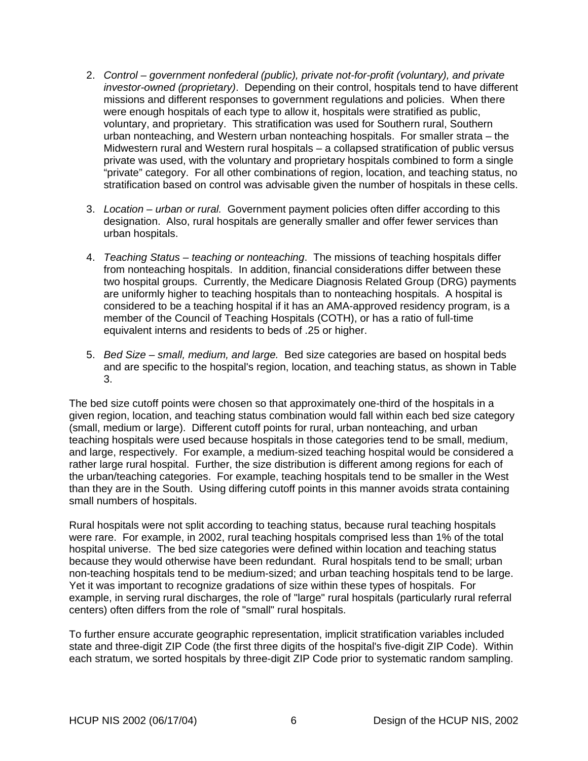2. *Control – government nonfederal (public), private not-for-profit (voluntary), and private investor-owned (proprietary)*. Depending on their control, hospitals tend to have different missions and different responses to government regulations and policies. When there were enough hospitals of each type to allow it, hospitals were stratified as public, voluntary, and proprietary. This stratification was used for Southern rural, Southern urban nonteaching, and Western urban nonteaching hospitals. For smaller strata – the Midwestern rural and Western rural hospitals – a collapsed stratification of public versus private was used, with the voluntary and proprietary hospitals combined to form a single "private" category. For all other combinations of region, location, and teaching status, no stratification based on control was advisable given the number of hospitals in these cells.

3. *Location – urban or rural.* Government payment policies often differ according to this designation. Also, rural hospitals are generally smaller and offer fewer services than urban hospitals.

4. *Teaching Status – teaching or nonteaching*. The missions of teaching hospitals differ from nonteaching hospitals. In addition, financial considerations differ between these two hospital groups. Currently, the Medicare Diagnosis Related Group (DRG) payments are uniformly higher to teaching hospitals than to nonteaching hospitals. A hospital is considered to be a teaching hospital if it has an AMA-approved residency program, is a member of the Council of Teaching Hospitals (COTH), or has a ratio of full-time equivalent interns and residents to beds of .25 or higher.

5. *Bed Size – small, medium, and large.* Bed size categories are based on hospital beds and are specific to the hospital's region, location, and teaching status, as shown in Table 3.

The bed size cutoff points were chosen so that approximately one-third of the hospitals in a given region, location, and teaching status combination would fall within each bed size category (small, medium or large). Different cutoff points for rural, urban nonteaching, and urban teaching hospitals were used because hospitals in those categories tend to be small, medium, and large, respectively. For example, a medium-sized teaching hospital would be considered a rather large rural hospital. Further, the size distribution is different among regions for each of the urban/teaching categories. For example, teaching hospitals tend to be smaller in the West than they are in the South. Using differing cutoff points in this manner avoids strata containing small numbers of hospitals.

Rural hospitals were not split according to teaching status, because rural teaching hospitals were rare. For example, in 2002, rural teaching hospitals comprised less than 1% of the total hospital universe. The bed size categories were defined within location and teaching status because they would otherwise have been redundant. Rural hospitals tend to be small; urban non-teaching hospitals tend to be medium-sized; and urban teaching hospitals tend to be large. Yet it was important to recognize gradations of size within these types of hospitals. For example, in serving rural discharges, the role of "large" rural hospitals (particularly rural referral centers) often differs from the role of "small" rural hospitals.

To further ensure accurate geographic representation, implicit stratification variables included state and three-digit ZIP Code (the first three digits of the hospital's five-digit ZIP Code). Within each stratum, we sorted hospitals by three-digit ZIP Code prior to systematic random sampling.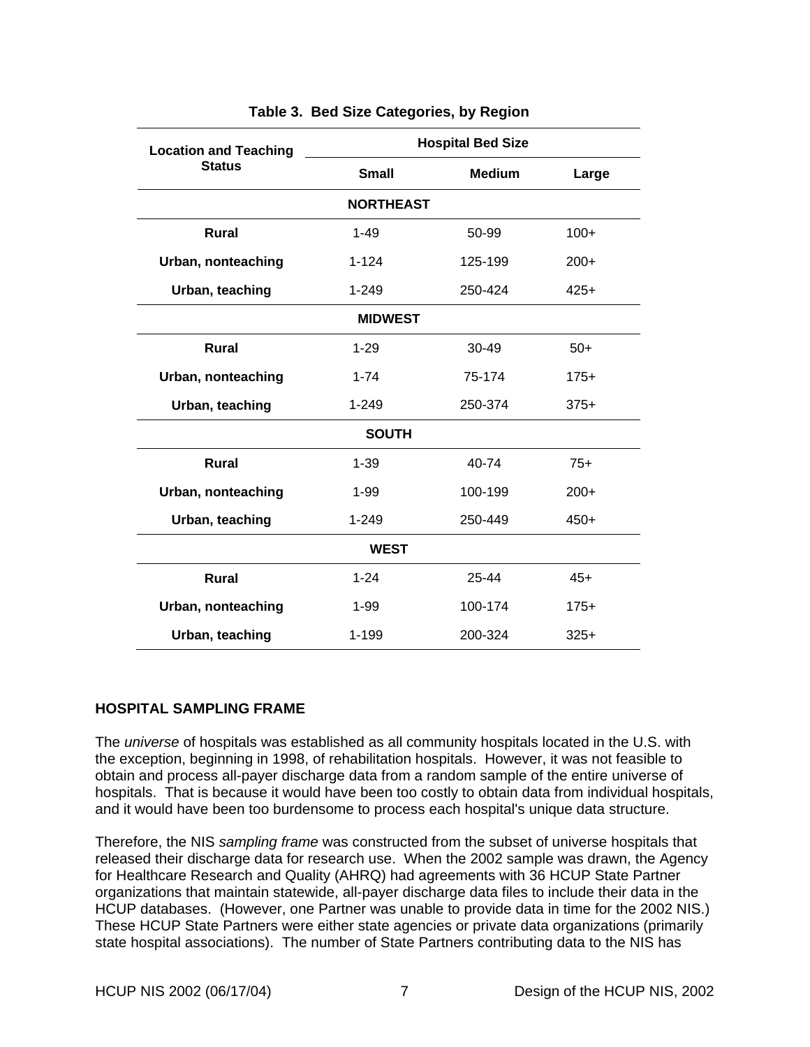**Table 3. Bed Size Categories, by Region**

| Location and Teaching Status | Hospital Bed Size | | |
|---|---|---|---|
| | Small | Medium | Large |
| **NORTHEAST** | | | |
| **Rural** | 1-49 | 50-99 | 100+ |
| **Urban, nonteaching** | 1-124 | 125-199 | 200+ |
| **Urban, teaching** | 1-249 | 250-424 | 425+ |
| **MIDWEST** | | | |
| **Rural** | 1-29 | 30-49 | 50+ |
| **Urban, nonteaching** | 1-74 | 75-174 | 175+ |
| **Urban, teaching** | 1-249 | 250-374 | 375+ |
| **SOUTH** | | | |
| **Rural** | 1-39 | 40-74 | 75+ |
| **Urban, nonteaching** | 1-99 | 100-199 | 200+ |
| **Urban, teaching** | 1-249 | 250-449 | 450+ |
| **WEST** | | | |
| **Rural** | 1-24 | 25-44 | 45+ |
| **Urban, nonteaching** | 1-99 | 100-174 | 175+ |
| **Urban, teaching** | 1-199 | 200-324 | 325+ |

## HOSPITAL SAMPLING FRAME

The *universe* of hospitals was established as all community hospitals located in the U.S. with the exception, beginning in 1998, of rehabilitation hospitals. However, it was not feasible to obtain and process all-payer discharge data from a random sample of the entire universe of hospitals. That is because it would have been too costly to obtain data from individual hospitals, and it would have been too burdensome to process each hospital's unique data structure.

Therefore, the NIS *sampling frame* was constructed from the subset of universe hospitals that released their discharge data for research use. When the 2002 sample was drawn, the Agency for Healthcare Research and Quality (AHRQ) had agreements with 36 HCUP State Partner organizations that maintain statewide, all-payer discharge data files to include their data in the HCUP databases. (However, one Partner was unable to provide data in time for the 2002 NIS.) These HCUP State Partners were either state agencies or private data organizations (primarily state hospital associations). The number of State Partners contributing data to the NIS has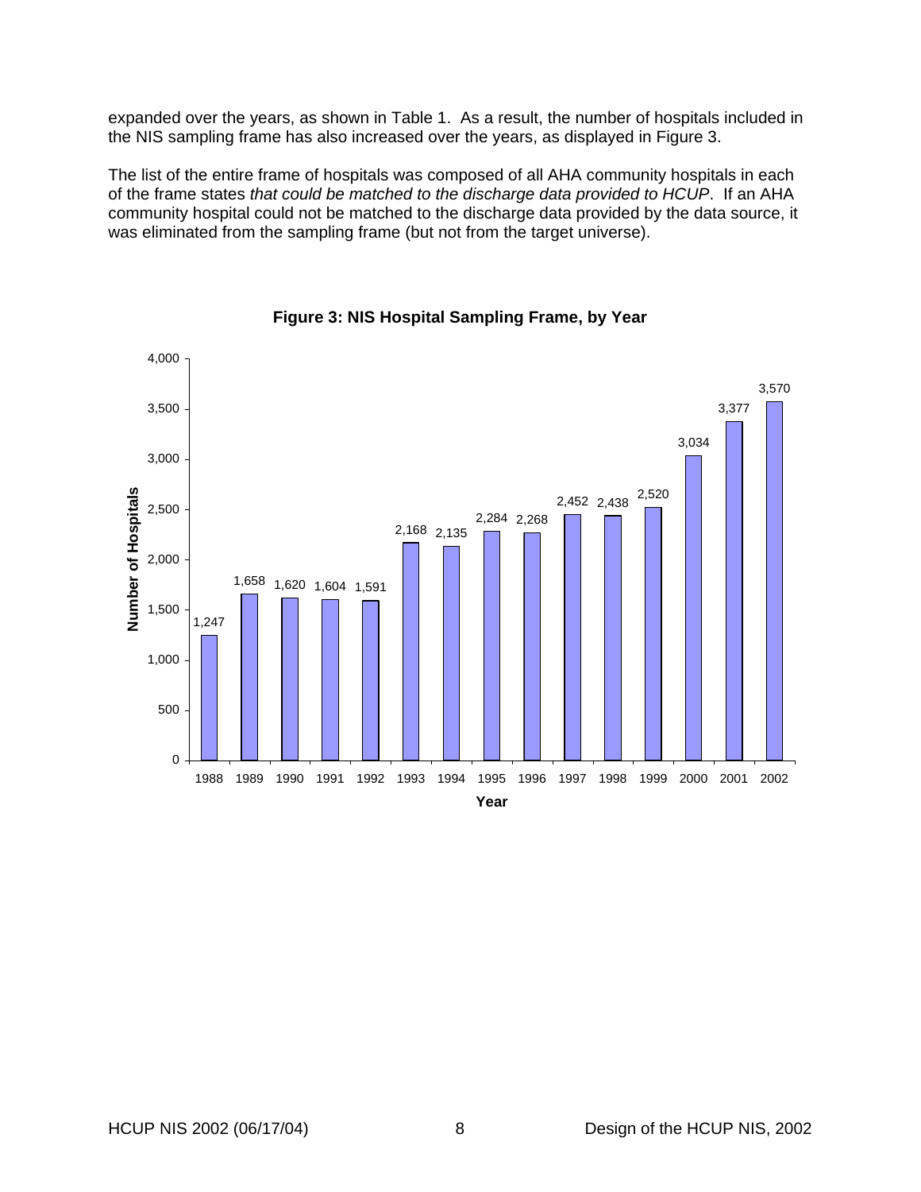expanded over the years, as shown in Table 1. As a result, the number of hospitals included in the NIS sampling frame has also increased over the years, as displayed in Figure 3.

The list of the entire frame of hospitals was composed of all AHA community hospitals in each of the frame states *that could be matched to the discharge data provided to HCUP*. If an AHA community hospital could not be matched to the discharge data provided by the data source, it was eliminated from the sampling frame (but not from the target universe).

**Figure 3: NIS Hospital Sampling Frame, by Year**

| Year | Number of Hospitals |
|---|---|
| 1988 | 1,247 |
| 1989 | 1,658 |
| 1990 | 1,620 |
| 1991 | 1,604 |
| 1992 | 1,591 |
| 1993 | 2,168 |
| 1994 | 2,135 |
| 1995 | 2,284 |
| 1996 | 2,268 |
| 1997 | 2,452 |
| 1998 | 2,438 |
| 1999 | 2,520 |
| 2000 | 3,034 |
| 2001 | 3,377 |
| 2002 | 3,570 |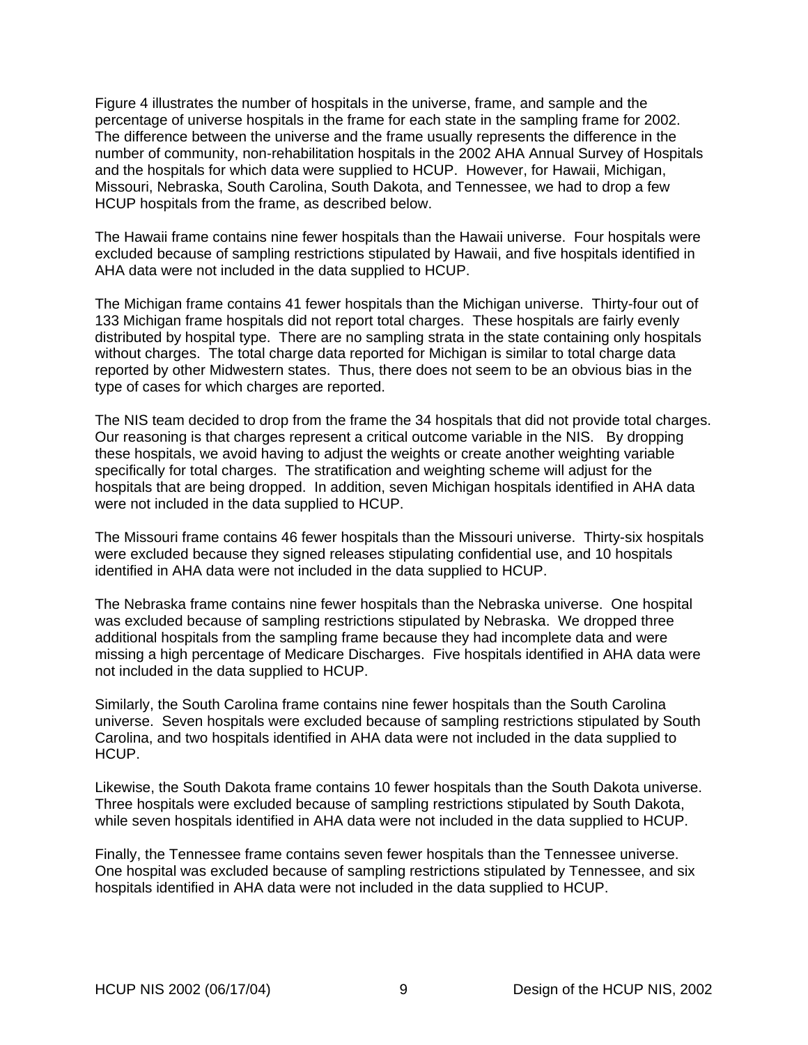Figure 4 illustrates the number of hospitals in the universe, frame, and sample and the percentage of universe hospitals in the frame for each state in the sampling frame for 2002. The difference between the universe and the frame usually represents the difference in the number of community, non-rehabilitation hospitals in the 2002 AHA Annual Survey of Hospitals and the hospitals for which data were supplied to HCUP. However, for Hawaii, Michigan, Missouri, Nebraska, South Carolina, South Dakota, and Tennessee, we had to drop a few HCUP hospitals from the frame, as described below.

The Hawaii frame contains nine fewer hospitals than the Hawaii universe. Four hospitals were excluded because of sampling restrictions stipulated by Hawaii, and five hospitals identified in AHA data were not included in the data supplied to HCUP.

The Michigan frame contains 41 fewer hospitals than the Michigan universe. Thirty-four out of 133 Michigan frame hospitals did not report total charges. These hospitals are fairly evenly distributed by hospital type. There are no sampling strata in the state containing only hospitals without charges. The total charge data reported for Michigan is similar to total charge data reported by other Midwestern states. Thus, there does not seem to be an obvious bias in the type of cases for which charges are reported.

The NIS team decided to drop from the frame the 34 hospitals that did not provide total charges. Our reasoning is that charges represent a critical outcome variable in the NIS. By dropping these hospitals, we avoid having to adjust the weights or create another weighting variable specifically for total charges. The stratification and weighting scheme will adjust for the hospitals that are being dropped. In addition, seven Michigan hospitals identified in AHA data were not included in the data supplied to HCUP.

The Missouri frame contains 46 fewer hospitals than the Missouri universe. Thirty-six hospitals were excluded because they signed releases stipulating confidential use, and 10 hospitals identified in AHA data were not included in the data supplied to HCUP.

The Nebraska frame contains nine fewer hospitals than the Nebraska universe. One hospital was excluded because of sampling restrictions stipulated by Nebraska. We dropped three additional hospitals from the sampling frame because they had incomplete data and were missing a high percentage of Medicare Discharges. Five hospitals identified in AHA data were not included in the data supplied to HCUP.

Similarly, the South Carolina frame contains nine fewer hospitals than the South Carolina universe. Seven hospitals were excluded because of sampling restrictions stipulated by South Carolina, and two hospitals identified in AHA data were not included in the data supplied to HCUP.

Likewise, the South Dakota frame contains 10 fewer hospitals than the South Dakota universe. Three hospitals were excluded because of sampling restrictions stipulated by South Dakota, while seven hospitals identified in AHA data were not included in the data supplied to HCUP.

Finally, the Tennessee frame contains seven fewer hospitals than the Tennessee universe. One hospital was excluded because of sampling restrictions stipulated by Tennessee, and six hospitals identified in AHA data were not included in the data supplied to HCUP.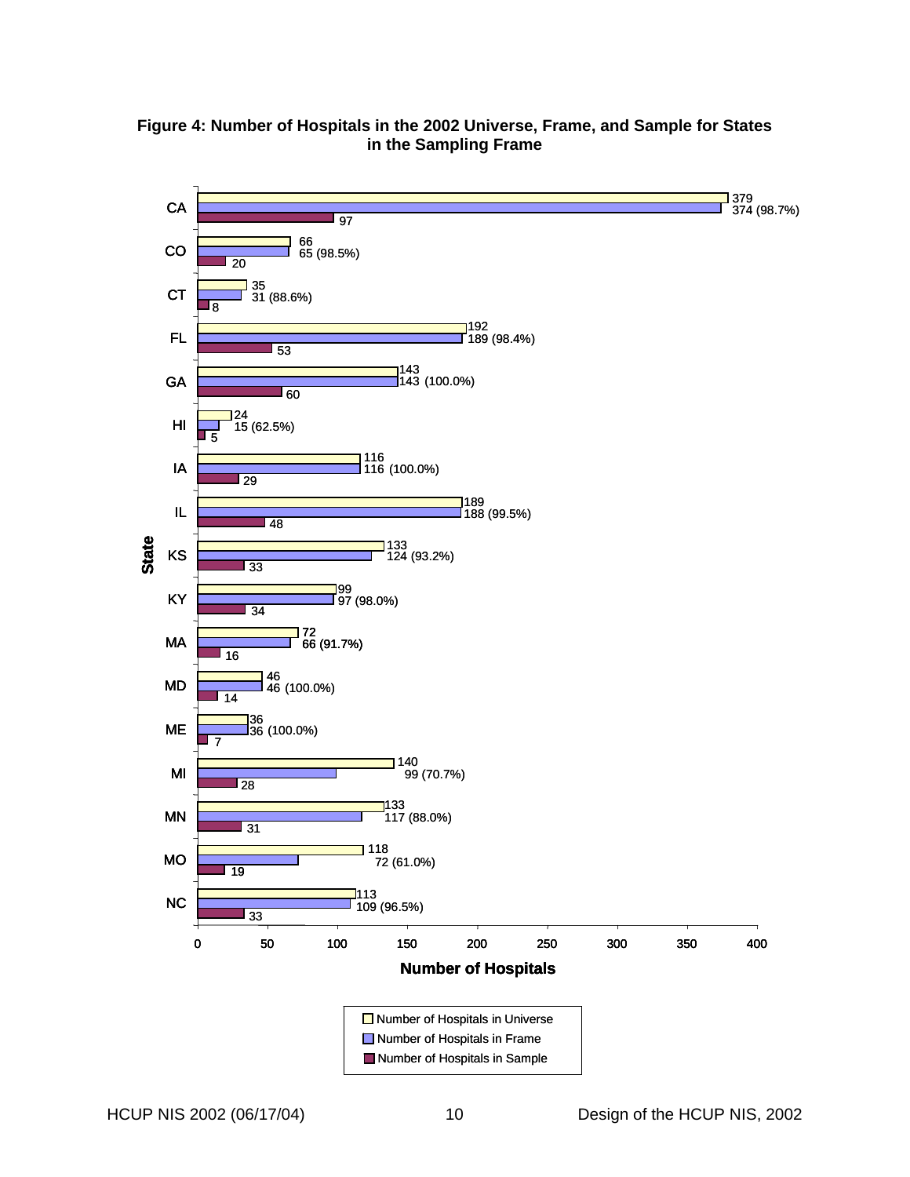**Figure 4: Number of Hospitals in the 2002 Universe, Frame, and Sample for States in the Sampling Frame**

| State | Number of Hospitals in Universe | Number of Hospitals in Frame | Number of Hospitals in Sample |
|---|---|---|---|
| CA | 379 | 374 (98.7%) | 97 |
| CO | 66 | 65 (98.5%) | 20 |
| CT | 35 | 31 (88.6%) | 8 |
| FL | 192 | 189 (98.4%) | 53 |
| GA | 143 | 143 (100.0%) | 60 |
| HI | 24 | 15 (62.5%) | 5 |
| IA | 116 | 116 (100.0%) | 29 |
| IL | 189 | 188 (99.5%) | 48 |
| KS | 133 | 124 (93.2%) | 33 |
| KY | 99 | 97 (98.0%) | 34 |
| MA | 72 | 66 (91.7%) | 16 |
| MD | 46 | 46 (100.0%) | 14 |
| ME | 36 | 36 (100.0%) | 7 |
| MI | 140 | 99 (70.7%) | 28 |
| MN | 133 | 117 (88.0%) | 31 |
| MO | 118 | 72 (61.0%) | 19 |
| NC | 113 | 109 (96.5%) | 33 |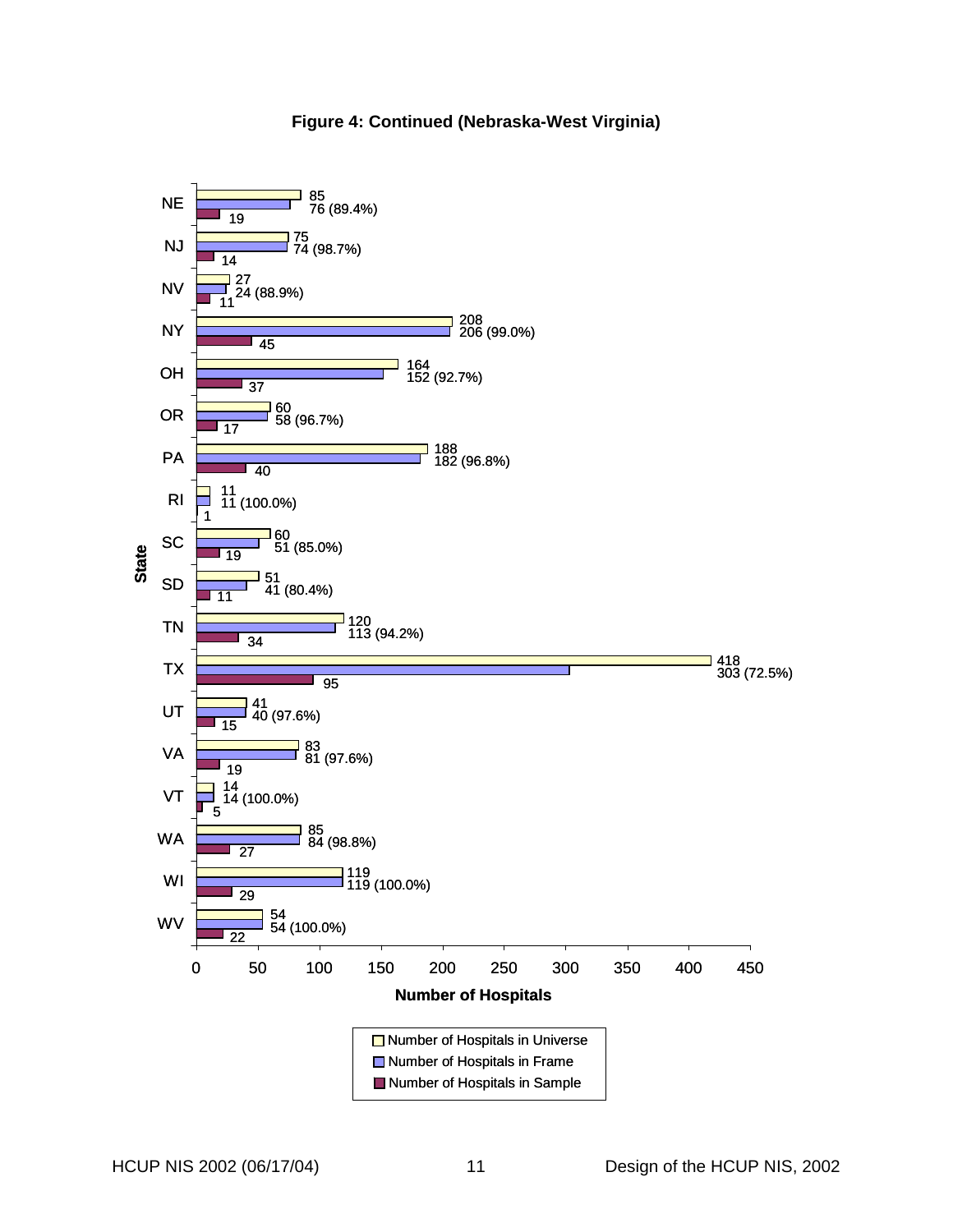**Figure 4: Continued (Nebraska-West Virginia)**

| State | Number of Hospitals in Universe | Number of Hospitals in Frame | Number of Hospitals in Sample |
|---|---|---|---|
| NE | 85 | 76 (89.4%) | 19 |
| NJ | 75 | 74 (98.7%) | 14 |
| NV | 27 | 24 (88.9%) | 11 |
| NY | 208 | 206 (99.0%) | 45 |
| OH | 164 | 152 (92.7%) | 37 |
| OR | 60 | 58 (96.7%) | 17 |
| PA | 188 | 182 (96.8%) | 40 |
| RI | 11 | 11 (100.0%) | 1 |
| SC | 60 | 51 (85.0%) | 19 |
| SD | 51 | 41 (80.4%) | 11 |
| TN | 120 | 113 (94.2%) | 34 |
| TX | 418 | 303 (72.5%) | 95 |
| UT | 41 | 40 (97.6%) | 15 |
| VA | 83 | 81 (97.6%) | 19 |
| VT | 14 | 14 (100.0%) | 5 |
| WA | 85 | 84 (98.8%) | 27 |
| WI | 119 | 119 (100.0%) | 29 |
| WV | 54 | 54 (100.0%) | 22 |

Number of Hospitals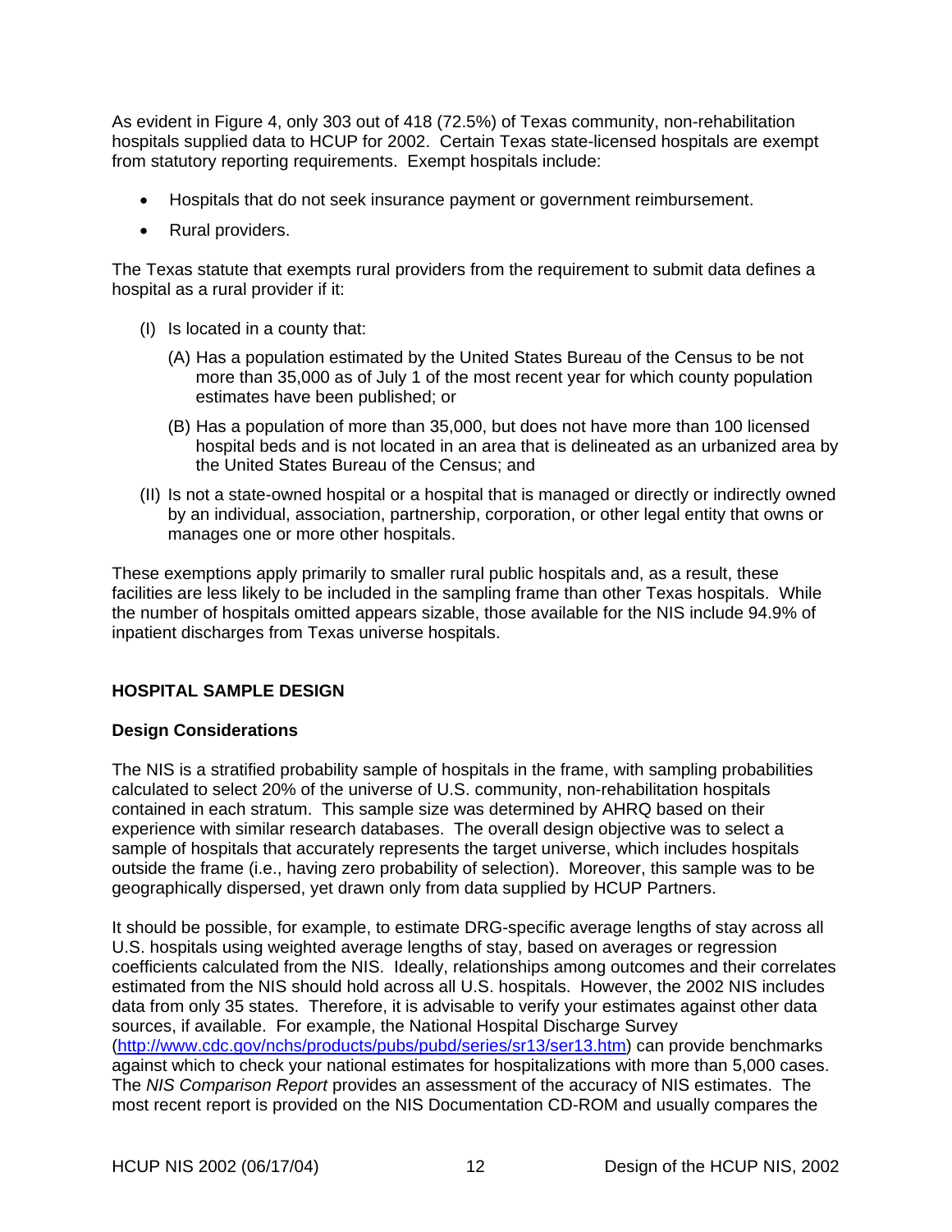As evident in Figure 4, only 303 out of 418 (72.5%) of Texas community, non-rehabilitation hospitals supplied data to HCUP for 2002. Certain Texas state-licensed hospitals are exempt from statutory reporting requirements. Exempt hospitals include:

- Hospitals that do not seek insurance payment or government reimbursement.
- Rural providers.

The Texas statute that exempts rural providers from the requirement to submit data defines a hospital as a rural provider if it:

(I) Is located in a county that:

  (A) Has a population estimated by the United States Bureau of the Census to be not more than 35,000 as of July 1 of the most recent year for which county population estimates have been published; or

  (B) Has a population of more than 35,000, but does not have more than 100 licensed hospital beds and is not located in an area that is delineated as an urbanized area by the United States Bureau of the Census; and

(II) Is not a state-owned hospital or a hospital that is managed or directly or indirectly owned by an individual, association, partnership, corporation, or other legal entity that owns or manages one or more other hospitals.

These exemptions apply primarily to smaller rural public hospitals and, as a result, these facilities are less likely to be included in the sampling frame than other Texas hospitals. While the number of hospitals omitted appears sizable, those available for the NIS include 94.9% of inpatient discharges from Texas universe hospitals.

## HOSPITAL SAMPLE DESIGN

### Design Considerations

The NIS is a stratified probability sample of hospitals in the frame, with sampling probabilities calculated to select 20% of the universe of U.S. community, non-rehabilitation hospitals contained in each stratum. This sample size was determined by AHRQ based on their experience with similar research databases. The overall design objective was to select a sample of hospitals that accurately represents the target universe, which includes hospitals outside the frame (i.e., having zero probability of selection). Moreover, this sample was to be geographically dispersed, yet drawn only from data supplied by HCUP Partners.

It should be possible, for example, to estimate DRG-specific average lengths of stay across all U.S. hospitals using weighted average lengths of stay, based on averages or regression coefficients calculated from the NIS. Ideally, relationships among outcomes and their correlates estimated from the NIS should hold across all U.S. hospitals. However, the 2002 NIS includes data from only 35 states. Therefore, it is advisable to verify your estimates against other data sources, if available. For example, the National Hospital Discharge Survey (http://www.cdc.gov/nchs/products/pubs/pubd/series/sr13/ser13.htm) can provide benchmarks against which to check your national estimates for hospitalizations with more than 5,000 cases. The *NIS Comparison Report* provides an assessment of the accuracy of NIS estimates. The most recent report is provided on the NIS Documentation CD-ROM and usually compares the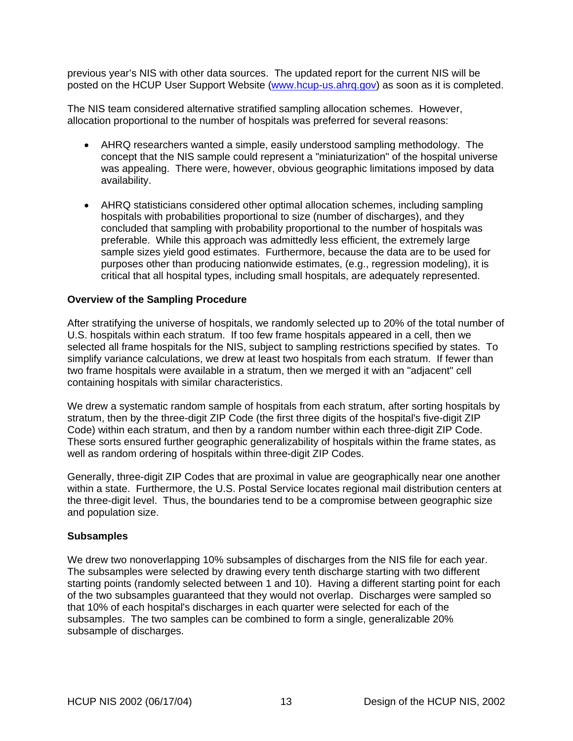previous year's NIS with other data sources. The updated report for the current NIS will be posted on the HCUP User Support Website ([www.hcup-us.ahrq.gov](www.hcup-us.ahrq.gov)) as soon as it is completed.

The NIS team considered alternative stratified sampling allocation schemes. However, allocation proportional to the number of hospitals was preferred for several reasons:

- AHRQ researchers wanted a simple, easily understood sampling methodology. The concept that the NIS sample could represent a "miniaturization" of the hospital universe was appealing. There were, however, obvious geographic limitations imposed by data availability.

- AHRQ statisticians considered other optimal allocation schemes, including sampling hospitals with probabilities proportional to size (number of discharges), and they concluded that sampling with probability proportional to the number of hospitals was preferable. While this approach was admittedly less efficient, the extremely large sample sizes yield good estimates. Furthermore, because the data are to be used for purposes other than producing nationwide estimates, (e.g., regression modeling), it is critical that all hospital types, including small hospitals, are adequately represented.

**Overview of the Sampling Procedure**

After stratifying the universe of hospitals, we randomly selected up to 20% of the total number of U.S. hospitals within each stratum. If too few frame hospitals appeared in a cell, then we selected all frame hospitals for the NIS, subject to sampling restrictions specified by states. To simplify variance calculations, we drew at least two hospitals from each stratum. If fewer than two frame hospitals were available in a stratum, then we merged it with an "adjacent" cell containing hospitals with similar characteristics.

We drew a systematic random sample of hospitals from each stratum, after sorting hospitals by stratum, then by the three-digit ZIP Code (the first three digits of the hospital's five-digit ZIP Code) within each stratum, and then by a random number within each three-digit ZIP Code. These sorts ensured further geographic generalizability of hospitals within the frame states, as well as random ordering of hospitals within three-digit ZIP Codes.

Generally, three-digit ZIP Codes that are proximal in value are geographically near one another within a state. Furthermore, the U.S. Postal Service locates regional mail distribution centers at the three-digit level. Thus, the boundaries tend to be a compromise between geographic size and population size.

**Subsamples**

We drew two nonoverlapping 10% subsamples of discharges from the NIS file for each year. The subsamples were selected by drawing every tenth discharge starting with two different starting points (randomly selected between 1 and 10). Having a different starting point for each of the two subsamples guaranteed that they would not overlap. Discharges were sampled so that 10% of each hospital's discharges in each quarter were selected for each of the subsamples. The two samples can be combined to form a single, generalizable 20% subsample of discharges.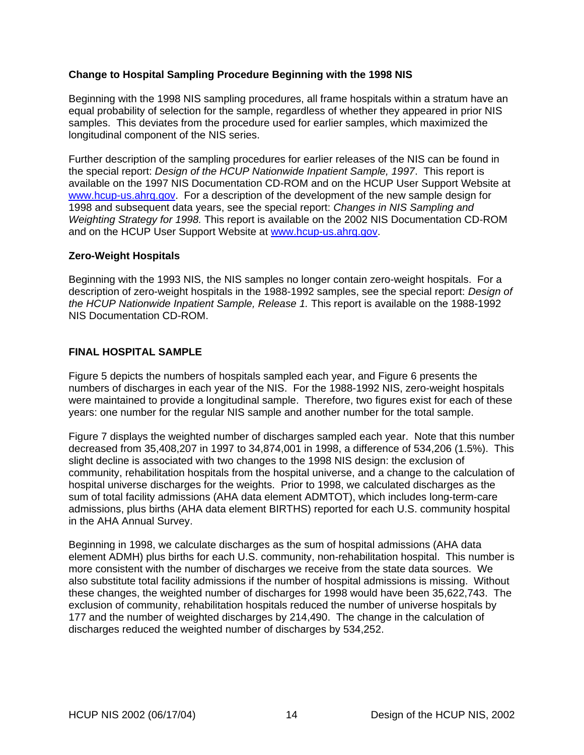### Change to Hospital Sampling Procedure Beginning with the 1998 NIS

Beginning with the 1998 NIS sampling procedures, all frame hospitals within a stratum have an equal probability of selection for the sample, regardless of whether they appeared in prior NIS samples. This deviates from the procedure used for earlier samples, which maximized the longitudinal component of the NIS series.

Further description of the sampling procedures for earlier releases of the NIS can be found in the special report: *Design of the HCUP Nationwide Inpatient Sample, 1997*. This report is available on the 1997 NIS Documentation CD-ROM and on the HCUP User Support Website at www.hcup-us.ahrq.gov. For a description of the development of the new sample design for 1998 and subsequent data years, see the special report: *Changes in NIS Sampling and Weighting Strategy for 1998.* This report is available on the 2002 NIS Documentation CD-ROM and on the HCUP User Support Website at www.hcup-us.ahrq.gov.

### Zero-Weight Hospitals

Beginning with the 1993 NIS, the NIS samples no longer contain zero-weight hospitals. For a description of zero-weight hospitals in the 1988-1992 samples, see the special report: *Design of the HCUP Nationwide Inpatient Sample, Release 1.* This report is available on the 1988-1992 NIS Documentation CD-ROM.

## FINAL HOSPITAL SAMPLE

Figure 5 depicts the numbers of hospitals sampled each year, and Figure 6 presents the numbers of discharges in each year of the NIS. For the 1988-1992 NIS, zero-weight hospitals were maintained to provide a longitudinal sample. Therefore, two figures exist for each of these years: one number for the regular NIS sample and another number for the total sample.

Figure 7 displays the weighted number of discharges sampled each year. Note that this number decreased from 35,408,207 in 1997 to 34,874,001 in 1998, a difference of 534,206 (1.5%). This slight decline is associated with two changes to the 1998 NIS design: the exclusion of community, rehabilitation hospitals from the hospital universe, and a change to the calculation of hospital universe discharges for the weights. Prior to 1998, we calculated discharges as the sum of total facility admissions (AHA data element ADMTOT), which includes long-term-care admissions, plus births (AHA data element BIRTHS) reported for each U.S. community hospital in the AHA Annual Survey.

Beginning in 1998, we calculate discharges as the sum of hospital admissions (AHA data element ADMH) plus births for each U.S. community, non-rehabilitation hospital. This number is more consistent with the number of discharges we receive from the state data sources. We also substitute total facility admissions if the number of hospital admissions is missing. Without these changes, the weighted number of discharges for 1998 would have been 35,622,743. The exclusion of community, rehabilitation hospitals reduced the number of universe hospitals by 177 and the number of weighted discharges by 214,490. The change in the calculation of discharges reduced the weighted number of discharges by 534,252.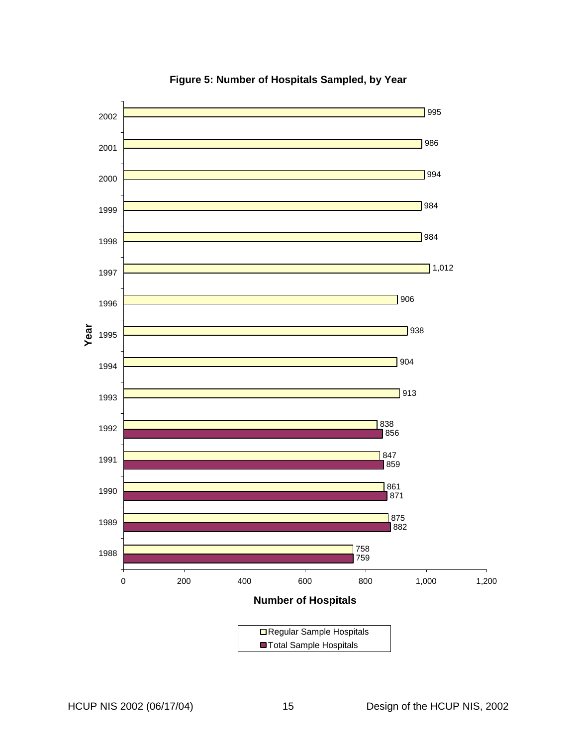**Figure 5: Number of Hospitals Sampled, by Year**

| Year | Regular Sample Hospitals | Total Sample Hospitals |
|---|---|---|
| 2002 | 995 | |
| 2001 | 986 | |
| 2000 | 994 | |
| 1999 | 984 | |
| 1998 | 984 | |
| 1997 | 1,012 | |
| 1996 | 906 | |
| 1995 | 938 | |
| 1994 | 904 | |
| 1993 | 913 | |
| 1992 | 838 | 856 |
| 1991 | 847 | 859 |
| 1990 | 861 | 871 |
| 1989 | 875 | 882 |
| 1988 | 758 | 759 |

Number of Hospitals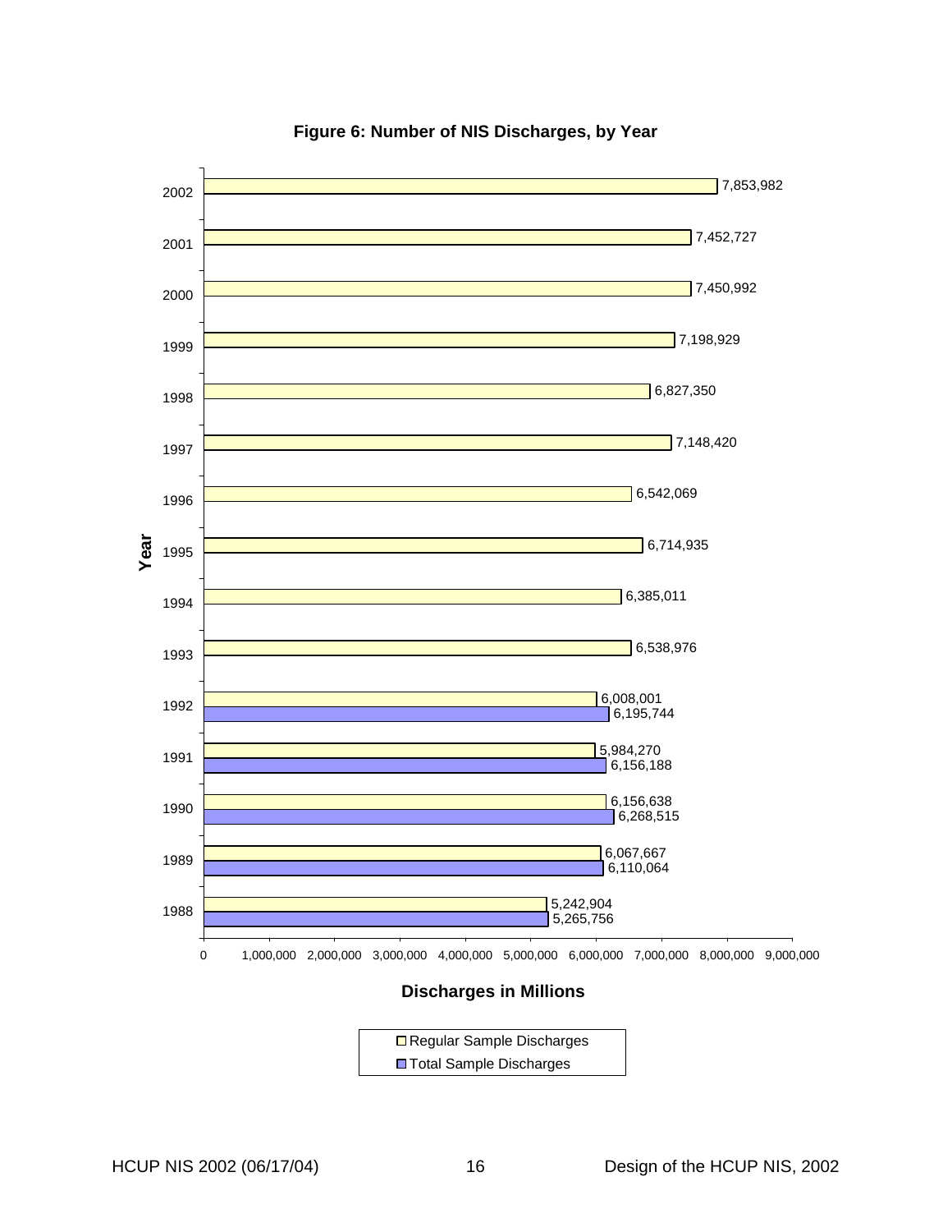**Figure 6: Number of NIS Discharges, by Year**

| Year | Regular Sample Discharges | Total Sample Discharges |
|---|---|---|
| 2002 | 7,853,982 | |
| 2001 | 7,452,727 | |
| 2000 | 7,450,992 | |
| 1999 | 7,198,929 | |
| 1998 | 6,827,350 | |
| 1997 | 7,148,420 | |
| 1996 | 6,542,069 | |
| 1995 | 6,714,935 | |
| 1994 | 6,385,011 | |
| 1993 | 6,538,976 | |
| 1992 | 6,008,001 | 6,195,744 |
| 1991 | 5,984,270 | 6,156,188 |
| 1990 | 6,156,638 | 6,268,515 |
| 1989 | 6,067,667 | 6,110,064 |
| 1988 | 5,242,904 | 5,265,756 |

Discharges in Millions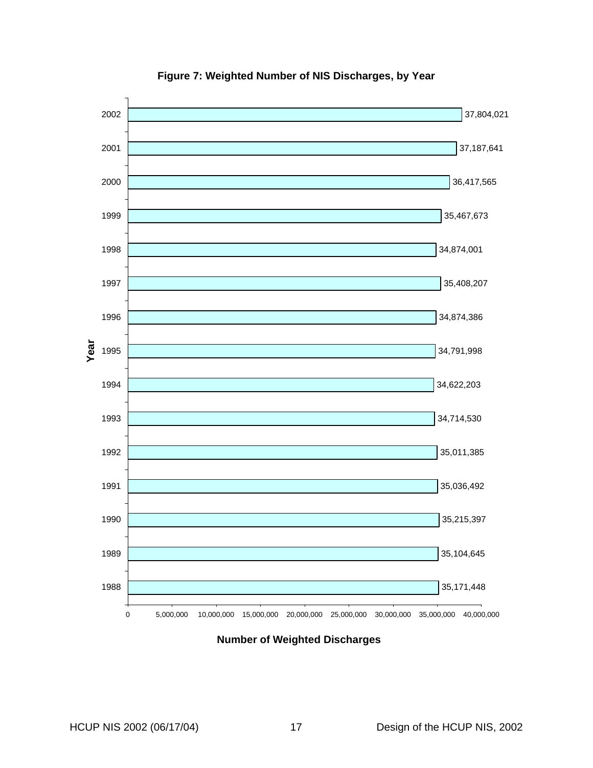**Figure 7: Weighted Number of NIS Discharges, by Year**

| Year | Number of Weighted Discharges |
|---|---|
| 2002 | 37,804,021 |
| 2001 | 37,187,641 |
| 2000 | 36,417,565 |
| 1999 | 35,467,673 |
| 1998 | 34,874,001 |
| 1997 | 35,408,207 |
| 1996 | 34,874,386 |
| 1995 | 34,791,998 |
| 1994 | 34,622,203 |
| 1993 | 34,714,530 |
| 1992 | 35,011,385 |
| 1991 | 35,036,492 |
| 1990 | 35,215,397 |
| 1989 | 35,104,645 |
| 1988 | 35,171,448 |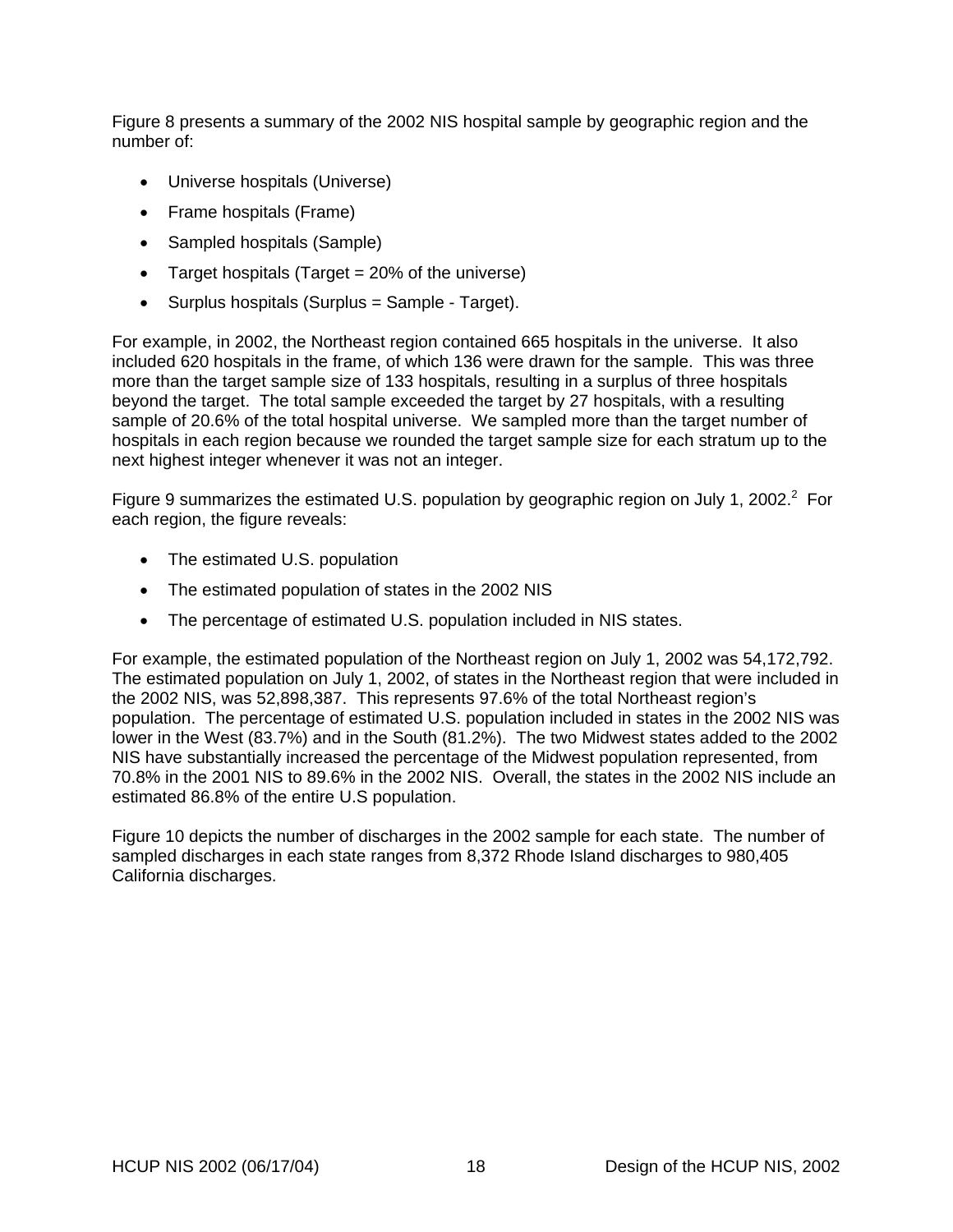Figure 8 presents a summary of the 2002 NIS hospital sample by geographic region and the number of:

- Universe hospitals (Universe)
- Frame hospitals (Frame)
- Sampled hospitals (Sample)
- Target hospitals (Target = 20% of the universe)
- Surplus hospitals (Surplus = Sample - Target).

For example, in 2002, the Northeast region contained 665 hospitals in the universe. It also included 620 hospitals in the frame, of which 136 were drawn for the sample. This was three more than the target sample size of 133 hospitals, resulting in a surplus of three hospitals beyond the target. The total sample exceeded the target by 27 hospitals, with a resulting sample of 20.6% of the total hospital universe. We sampled more than the target number of hospitals in each region because we rounded the target sample size for each stratum up to the next highest integer whenever it was not an integer.

Figure 9 summarizes the estimated U.S. population by geographic region on July 1, 2002.[2] For each region, the figure reveals:

- The estimated U.S. population
- The estimated population of states in the 2002 NIS
- The percentage of estimated U.S. population included in NIS states.

For example, the estimated population of the Northeast region on July 1, 2002 was 54,172,792. The estimated population on July 1, 2002, of states in the Northeast region that were included in the 2002 NIS, was 52,898,387. This represents 97.6% of the total Northeast region's population. The percentage of estimated U.S. population included in states in the 2002 NIS was lower in the West (83.7%) and in the South (81.2%). The two Midwest states added to the 2002 NIS have substantially increased the percentage of the Midwest population represented, from 70.8% in the 2001 NIS to 89.6% in the 2002 NIS. Overall, the states in the 2002 NIS include an estimated 86.8% of the entire U.S population.

Figure 10 depicts the number of discharges in the 2002 sample for each state. The number of sampled discharges in each state ranges from 8,372 Rhode Island discharges to 980,405 California discharges.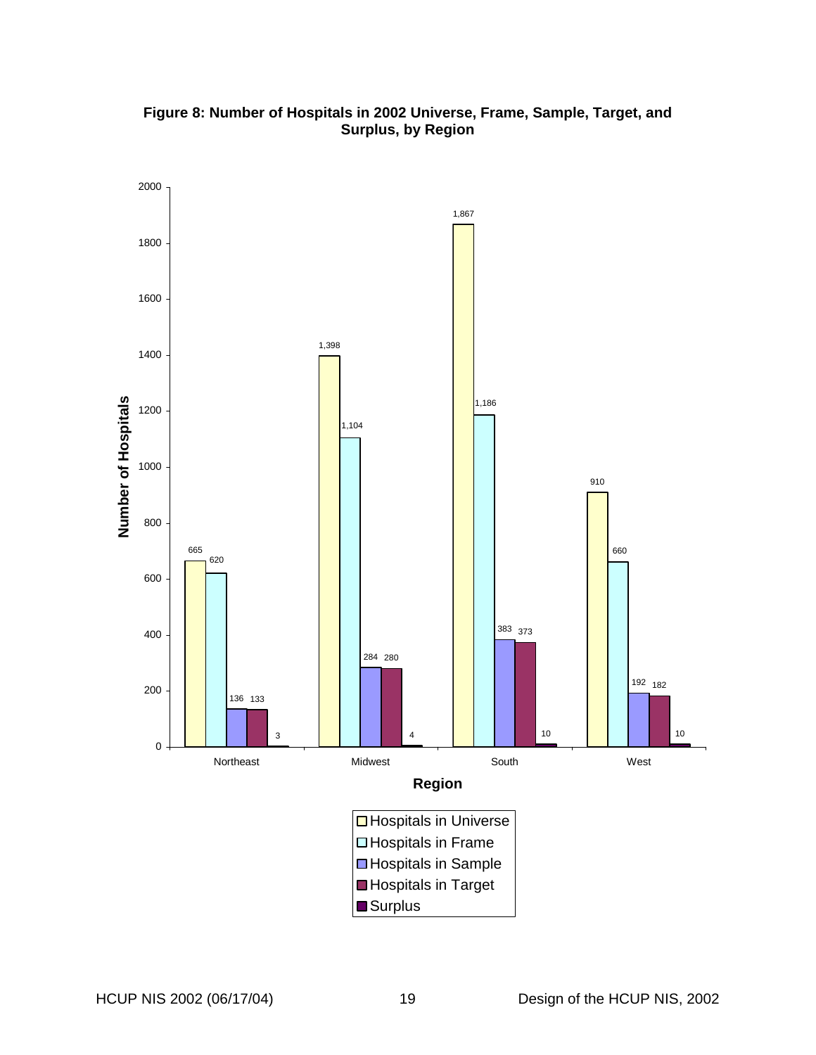**Figure 8: Number of Hospitals in 2002 Universe, Frame, Sample, Target, and Surplus, by Region**

| Region | Hospitals in Universe | Hospitals in Frame | Hospitals in Sample | Hospitals in Target | Surplus |
|---|---|---|---|---|---|
| Northeast | 665 | 620 | 136 | 133 | 3 |
| Midwest | 1,398 | 1,104 | 284 | 280 | 4 |
| South | 1,867 | 1,186 | 383 | 373 | 10 |
| West | 910 | 660 | 192 | 182 | 10 |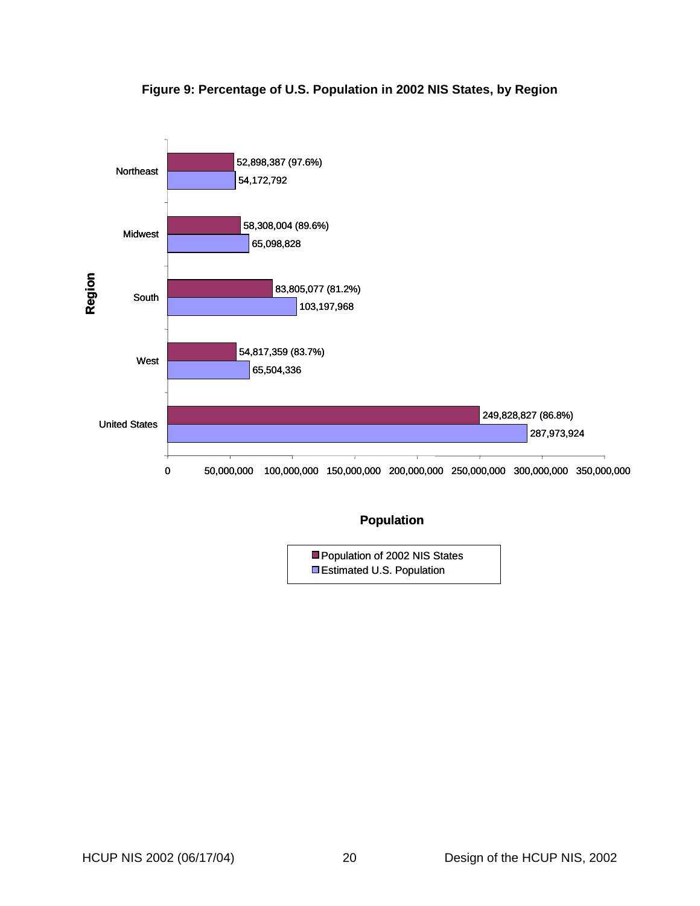**Figure 9: Percentage of U.S. Population in 2002 NIS States, by Region**

| Region | Population of 2002 NIS States | Estimated U.S. Population |
|---|---|---|
| Northeast | 52,898,387 (97.6%) | 54,172,792 |
| Midwest | 58,308,004 (89.6%) | 65,098,828 |
| South | 83,805,077 (81.2%) | 103,197,968 |
| West | 54,817,359 (83.7%) | 65,504,336 |
| United States | 249,828,827 (86.8%) | 287,973,924 |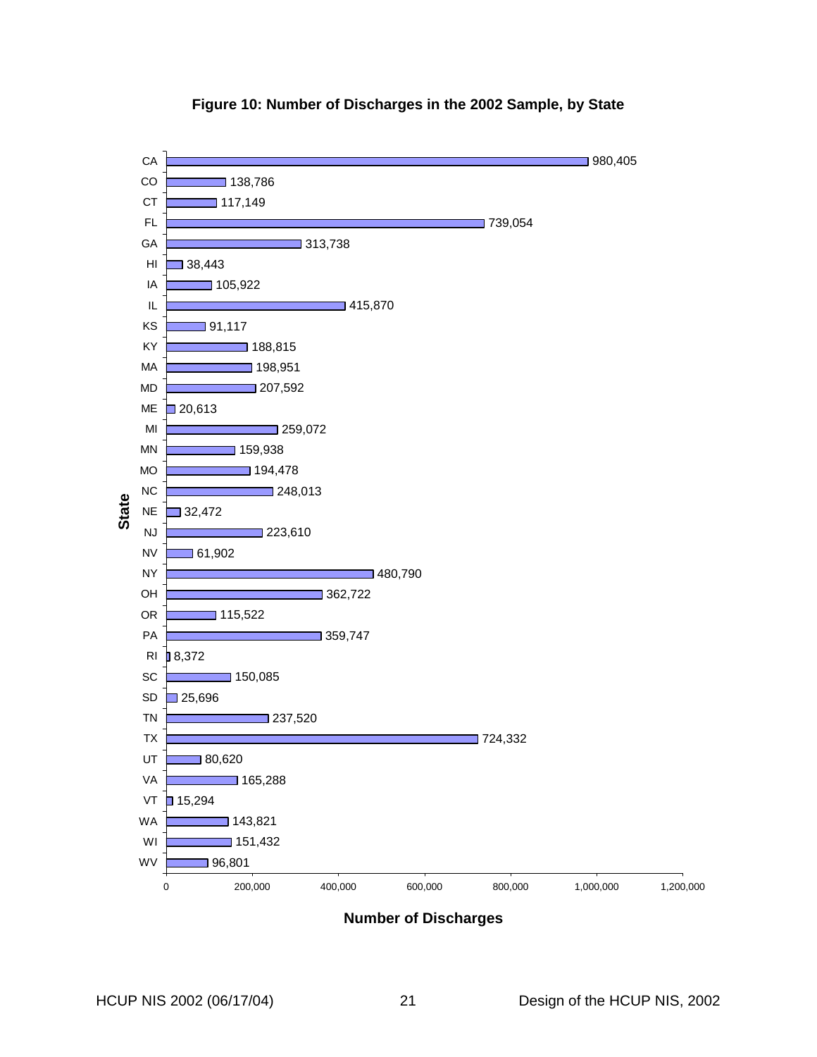**Figure 10: Number of Discharges in the 2002 Sample, by State**

| State | Number of Discharges |
|---|---|
| CA | 980,405 |
| CO | 138,786 |
| CT | 117,149 |
| FL | 739,054 |
| GA | 313,738 |
| HI | 38,443 |
| IA | 105,922 |
| IL | 415,870 |
| KS | 91,117 |
| KY | 188,815 |
| MA | 198,951 |
| MD | 207,592 |
| ME | 20,613 |
| MI | 259,072 |
| MN | 159,938 |
| MO | 194,478 |
| NC | 248,013 |
| NE | 32,472 |
| NJ | 223,610 |
| NV | 61,902 |
| NY | 480,790 |
| OH | 362,722 |
| OR | 115,522 |
| PA | 359,747 |
| RI | 8,372 |
| SC | 150,085 |
| SD | 25,696 |
| TN | 237,520 |
| TX | 724,332 |
| UT | 80,620 |
| VA | 165,288 |
| VT | 15,294 |
| WA | 143,821 |
| WI | 151,432 |
| WV | 96,801 |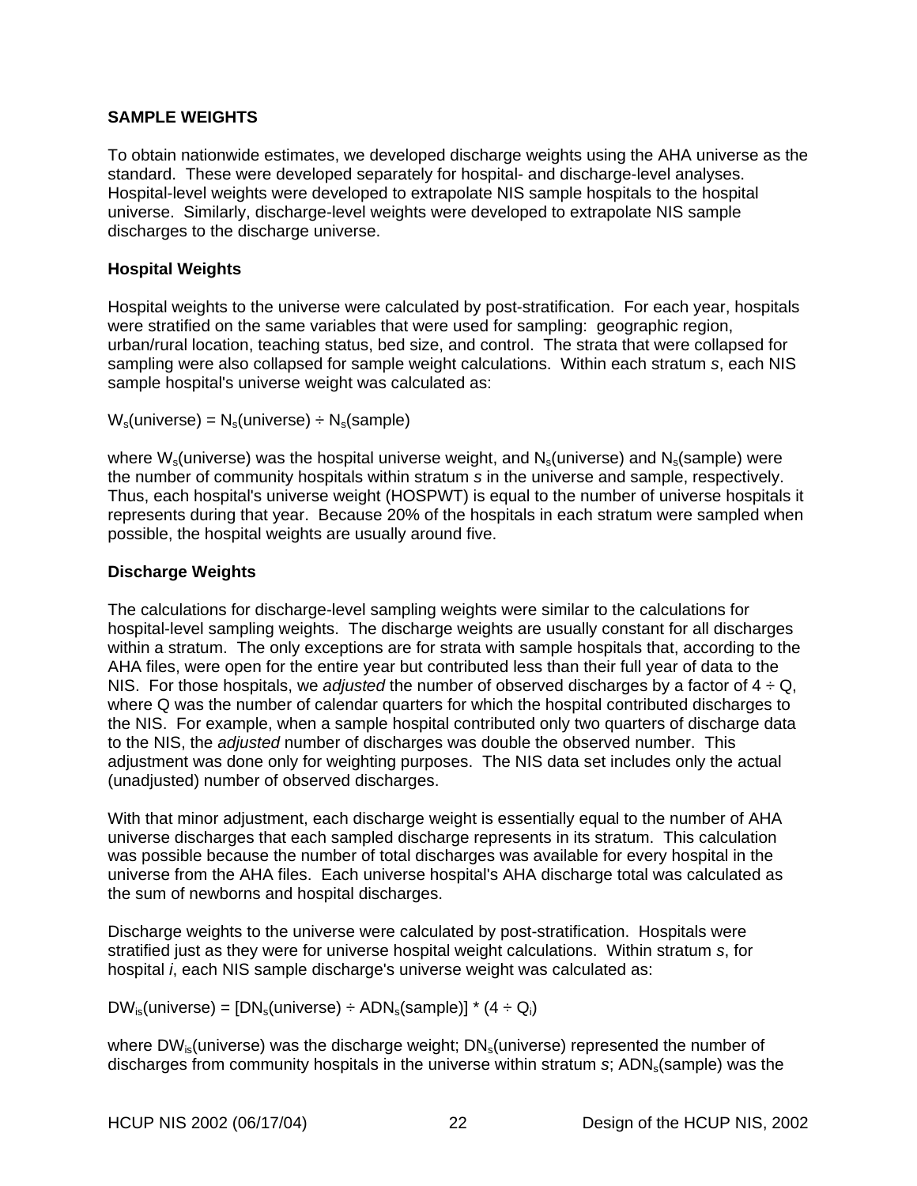## SAMPLE WEIGHTS

To obtain nationwide estimates, we developed discharge weights using the AHA universe as the standard. These were developed separately for hospital- and discharge-level analyses. Hospital-level weights were developed to extrapolate NIS sample hospitals to the hospital universe. Similarly, discharge-level weights were developed to extrapolate NIS sample discharges to the discharge universe.

### Hospital Weights

Hospital weights to the universe were calculated by post-stratification. For each year, hospitals were stratified on the same variables that were used for sampling: geographic region, urban/rural location, teaching status, bed size, and control. The strata that were collapsed for sampling were also collapsed for sample weight calculations. Within each stratum *s*, each NIS sample hospital's universe weight was calculated as:

$$W_s(\text{universe}) = N_s(\text{universe}) \div N_s(\text{sample})$$

where $W_s$(universe) was the hospital universe weight, and $N_s$(universe) and $N_s$(sample) were the number of community hospitals within stratum *s* in the universe and sample, respectively. Thus, each hospital's universe weight (HOSPWT) is equal to the number of universe hospitals it represents during that year. Because 20% of the hospitals in each stratum were sampled when possible, the hospital weights are usually around five.

### Discharge Weights

The calculations for discharge-level sampling weights were similar to the calculations for hospital-level sampling weights. The discharge weights are usually constant for all discharges within a stratum. The only exceptions are for strata with sample hospitals that, according to the AHA files, were open for the entire year but contributed less than their full year of data to the NIS. For those hospitals, we *adjusted* the number of observed discharges by a factor of $4 \div Q$, where Q was the number of calendar quarters for which the hospital contributed discharges to the NIS. For example, when a sample hospital contributed only two quarters of discharge data to the NIS, the *adjusted* number of discharges was double the observed number. This adjustment was done only for weighting purposes. The NIS data set includes only the actual (unadjusted) number of observed discharges.

With that minor adjustment, each discharge weight is essentially equal to the number of AHA universe discharges that each sampled discharge represents in its stratum. This calculation was possible because the number of total discharges was available for every hospital in the universe from the AHA files. Each universe hospital's AHA discharge total was calculated as the sum of newborns and hospital discharges.

Discharge weights to the universe were calculated by post-stratification. Hospitals were stratified just as they were for universe hospital weight calculations. Within stratum *s*, for hospital *i*, each NIS sample discharge's universe weight was calculated as:

$$DW_{is}(\text{universe}) = [DN_s(\text{universe}) \div ADN_s(\text{sample})] * (4 \div Q_i)$$

where $DW_{is}$(universe) was the discharge weight; $DN_s$(universe) represented the number of discharges from community hospitals in the universe within stratum *s*; $ADN_s$(sample) was the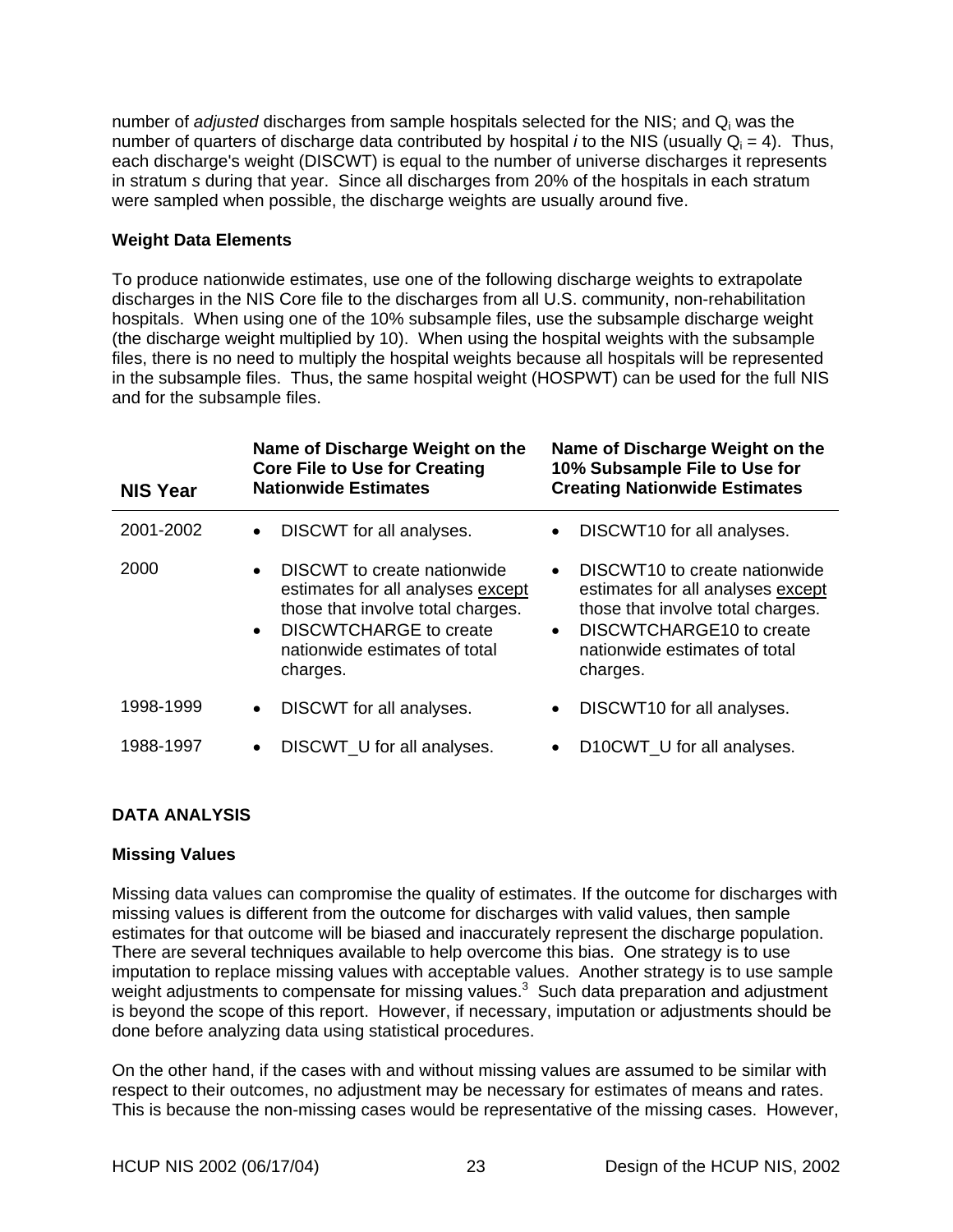number of *adjusted* discharges from sample hospitals selected for the NIS; and $Q_i$ was the number of quarters of discharge data contributed by hospital *i* to the NIS (usually $Q_i = 4$). Thus, each discharge's weight (DISCWT) is equal to the number of universe discharges it represents in stratum *s* during that year. Since all discharges from 20% of the hospitals in each stratum were sampled when possible, the discharge weights are usually around five.

### Weight Data Elements

To produce nationwide estimates, use one of the following discharge weights to extrapolate discharges in the NIS Core file to the discharges from all U.S. community, non-rehabilitation hospitals. When using one of the 10% subsample files, use the subsample discharge weight (the discharge weight multiplied by 10). When using the hospital weights with the subsample files, there is no need to multiply the hospital weights because all hospitals will be represented in the subsample files. Thus, the same hospital weight (HOSPWT) can be used for the full NIS and for the subsample files.

| NIS Year | Name of Discharge Weight on the Core File to Use for Creating Nationwide Estimates | Name of Discharge Weight on the 10% Subsample File to Use for Creating Nationwide Estimates |
|---|---|---|
| 2001-2002 | • DISCWT for all analyses. | • DISCWT10 for all analyses. |
| 2000 | • DISCWT to create nationwide estimates for all analyses except those that involve total charges.<br>• DISCWTCHARGE to create nationwide estimates of total charges. | • DISCWT10 to create nationwide estimates for all analyses except those that involve total charges.<br>• DISCWTCHARGE10 to create nationwide estimates of total charges. |
| 1998-1999 | • DISCWT for all analyses. | • DISCWT10 for all analyses. |
| 1988-1997 | • DISCWT_U for all analyses. | • D10CWT_U for all analyses. |

## DATA ANALYSIS

### Missing Values

Missing data values can compromise the quality of estimates. If the outcome for discharges with missing values is different from the outcome for discharges with valid values, then sample estimates for that outcome will be biased and inaccurately represent the discharge population. There are several techniques available to help overcome this bias. One strategy is to use imputation to replace missing values with acceptable values. Another strategy is to use sample weight adjustments to compensate for missing values.[3] Such data preparation and adjustment is beyond the scope of this report. However, if necessary, imputation or adjustments should be done before analyzing data using statistical procedures.

On the other hand, if the cases with and without missing values are assumed to be similar with respect to their outcomes, no adjustment may be necessary for estimates of means and rates. This is because the non-missing cases would be representative of the missing cases. However,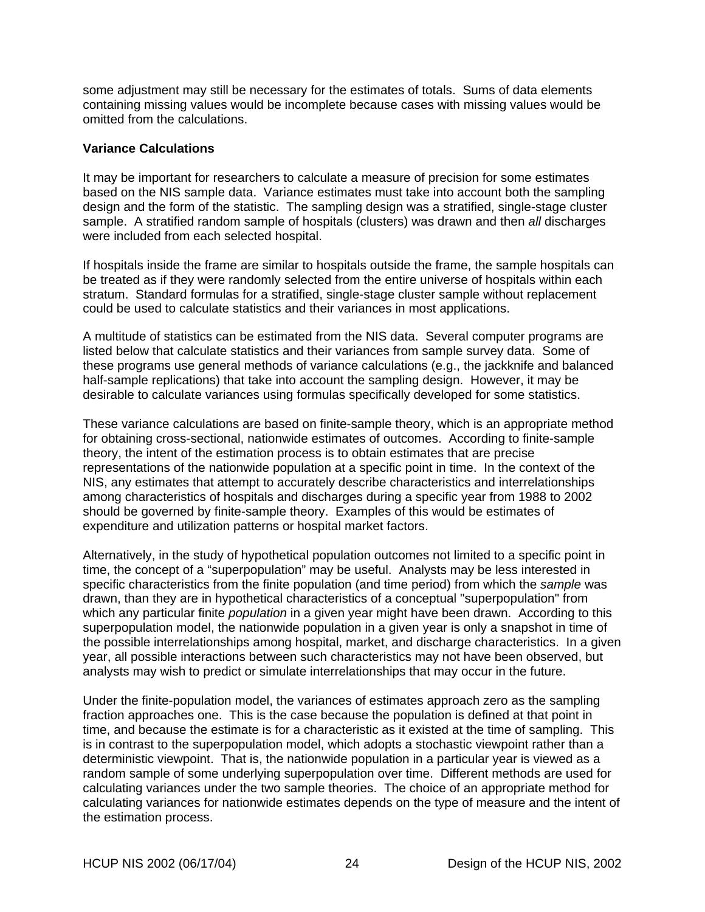some adjustment may still be necessary for the estimates of totals. Sums of data elements containing missing values would be incomplete because cases with missing values would be omitted from the calculations.

**Variance Calculations**

It may be important for researchers to calculate a measure of precision for some estimates based on the NIS sample data. Variance estimates must take into account both the sampling design and the form of the statistic. The sampling design was a stratified, single-stage cluster sample. A stratified random sample of hospitals (clusters) was drawn and then *all* discharges were included from each selected hospital.

If hospitals inside the frame are similar to hospitals outside the frame, the sample hospitals can be treated as if they were randomly selected from the entire universe of hospitals within each stratum. Standard formulas for a stratified, single-stage cluster sample without replacement could be used to calculate statistics and their variances in most applications.

A multitude of statistics can be estimated from the NIS data. Several computer programs are listed below that calculate statistics and their variances from sample survey data. Some of these programs use general methods of variance calculations (e.g., the jackknife and balanced half-sample replications) that take into account the sampling design. However, it may be desirable to calculate variances using formulas specifically developed for some statistics.

These variance calculations are based on finite-sample theory, which is an appropriate method for obtaining cross-sectional, nationwide estimates of outcomes. According to finite-sample theory, the intent of the estimation process is to obtain estimates that are precise representations of the nationwide population at a specific point in time. In the context of the NIS, any estimates that attempt to accurately describe characteristics and interrelationships among characteristics of hospitals and discharges during a specific year from 1988 to 2002 should be governed by finite-sample theory. Examples of this would be estimates of expenditure and utilization patterns or hospital market factors.

Alternatively, in the study of hypothetical population outcomes not limited to a specific point in time, the concept of a "superpopulation" may be useful. Analysts may be less interested in specific characteristics from the finite population (and time period) from which the *sample* was drawn, than they are in hypothetical characteristics of a conceptual "superpopulation" from which any particular finite *population* in a given year might have been drawn. According to this superpopulation model, the nationwide population in a given year is only a snapshot in time of the possible interrelationships among hospital, market, and discharge characteristics. In a given year, all possible interactions between such characteristics may not have been observed, but analysts may wish to predict or simulate interrelationships that may occur in the future.

Under the finite-population model, the variances of estimates approach zero as the sampling fraction approaches one. This is the case because the population is defined at that point in time, and because the estimate is for a characteristic as it existed at the time of sampling. This is in contrast to the superpopulation model, which adopts a stochastic viewpoint rather than a deterministic viewpoint. That is, the nationwide population in a particular year is viewed as a random sample of some underlying superpopulation over time. Different methods are used for calculating variances under the two sample theories. The choice of an appropriate method for calculating variances for nationwide estimates depends on the type of measure and the intent of the estimation process.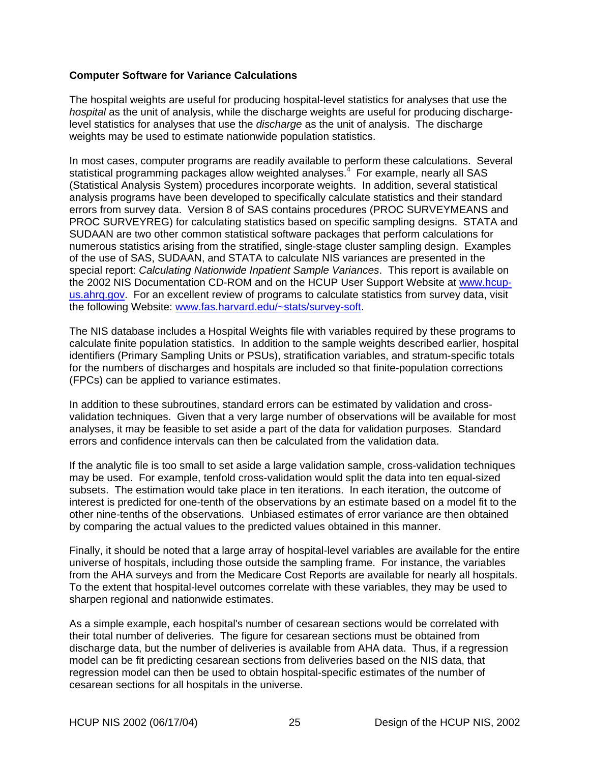**Computer Software for Variance Calculations**

The hospital weights are useful for producing hospital-level statistics for analyses that use the *hospital* as the unit of analysis, while the discharge weights are useful for producing discharge-level statistics for analyses that use the *discharge* as the unit of analysis. The discharge weights may be used to estimate nationwide population statistics.

In most cases, computer programs are readily available to perform these calculations. Several statistical programming packages allow weighted analyses.[4] For example, nearly all SAS (Statistical Analysis System) procedures incorporate weights. In addition, several statistical analysis programs have been developed to specifically calculate statistics and their standard errors from survey data. Version 8 of SAS contains procedures (PROC SURVEYMEANS and PROC SURVEYREG) for calculating statistics based on specific sampling designs. STATA and SUDAAN are two other common statistical software packages that perform calculations for numerous statistics arising from the stratified, single-stage cluster sampling design. Examples of the use of SAS, SUDAAN, and STATA to calculate NIS variances are presented in the special report: *Calculating Nationwide Inpatient Sample Variances*. This report is available on the 2002 NIS Documentation CD-ROM and on the HCUP User Support Website at www.hcup-us.ahrq.gov. For an excellent review of programs to calculate statistics from survey data, visit the following Website: www.fas.harvard.edu/~stats/survey-soft.

The NIS database includes a Hospital Weights file with variables required by these programs to calculate finite population statistics. In addition to the sample weights described earlier, hospital identifiers (Primary Sampling Units or PSUs), stratification variables, and stratum-specific totals for the numbers of discharges and hospitals are included so that finite-population corrections (FPCs) can be applied to variance estimates.

In addition to these subroutines, standard errors can be estimated by validation and cross-validation techniques. Given that a very large number of observations will be available for most analyses, it may be feasible to set aside a part of the data for validation purposes. Standard errors and confidence intervals can then be calculated from the validation data.

If the analytic file is too small to set aside a large validation sample, cross-validation techniques may be used. For example, tenfold cross-validation would split the data into ten equal-sized subsets. The estimation would take place in ten iterations. In each iteration, the outcome of interest is predicted for one-tenth of the observations by an estimate based on a model fit to the other nine-tenths of the observations. Unbiased estimates of error variance are then obtained by comparing the actual values to the predicted values obtained in this manner.

Finally, it should be noted that a large array of hospital-level variables are available for the entire universe of hospitals, including those outside the sampling frame. For instance, the variables from the AHA surveys and from the Medicare Cost Reports are available for nearly all hospitals. To the extent that hospital-level outcomes correlate with these variables, they may be used to sharpen regional and nationwide estimates.

As a simple example, each hospital's number of cesarean sections would be correlated with their total number of deliveries. The figure for cesarean sections must be obtained from discharge data, but the number of deliveries is available from AHA data. Thus, if a regression model can be fit predicting cesarean sections from deliveries based on the NIS data, that regression model can then be used to obtain hospital-specific estimates of the number of cesarean sections for all hospitals in the universe.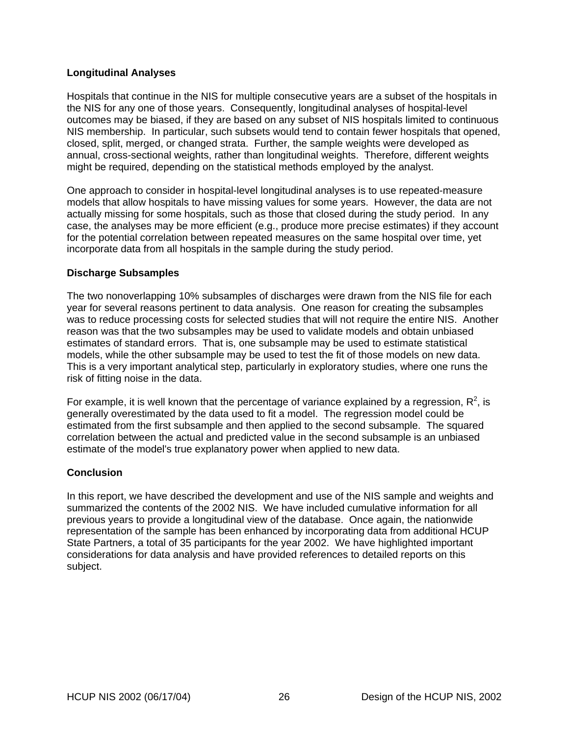### Longitudinal Analyses

Hospitals that continue in the NIS for multiple consecutive years are a subset of the hospitals in the NIS for any one of those years. Consequently, longitudinal analyses of hospital-level outcomes may be biased, if they are based on any subset of NIS hospitals limited to continuous NIS membership. In particular, such subsets would tend to contain fewer hospitals that opened, closed, split, merged, or changed strata. Further, the sample weights were developed as annual, cross-sectional weights, rather than longitudinal weights. Therefore, different weights might be required, depending on the statistical methods employed by the analyst.

One approach to consider in hospital-level longitudinal analyses is to use repeated-measure models that allow hospitals to have missing values for some years. However, the data are not actually missing for some hospitals, such as those that closed during the study period. In any case, the analyses may be more efficient (e.g., produce more precise estimates) if they account for the potential correlation between repeated measures on the same hospital over time, yet incorporate data from all hospitals in the sample during the study period.

### Discharge Subsamples

The two nonoverlapping 10% subsamples of discharges were drawn from the NIS file for each year for several reasons pertinent to data analysis. One reason for creating the subsamples was to reduce processing costs for selected studies that will not require the entire NIS. Another reason was that the two subsamples may be used to validate models and obtain unbiased estimates of standard errors. That is, one subsample may be used to estimate statistical models, while the other subsample may be used to test the fit of those models on new data. This is a very important analytical step, particularly in exploratory studies, where one runs the risk of fitting noise in the data.

For example, it is well known that the percentage of variance explained by a regression, $R^2$, is generally overestimated by the data used to fit a model. The regression model could be estimated from the first subsample and then applied to the second subsample. The squared correlation between the actual and predicted value in the second subsample is an unbiased estimate of the model's true explanatory power when applied to new data.

### Conclusion

In this report, we have described the development and use of the NIS sample and weights and summarized the contents of the 2002 NIS. We have included cumulative information for all previous years to provide a longitudinal view of the database. Once again, the nationwide representation of the sample has been enhanced by incorporating data from additional HCUP State Partners, a total of 35 participants for the year 2002. We have highlighted important considerations for data analysis and have provided references to detailed reports on this subject.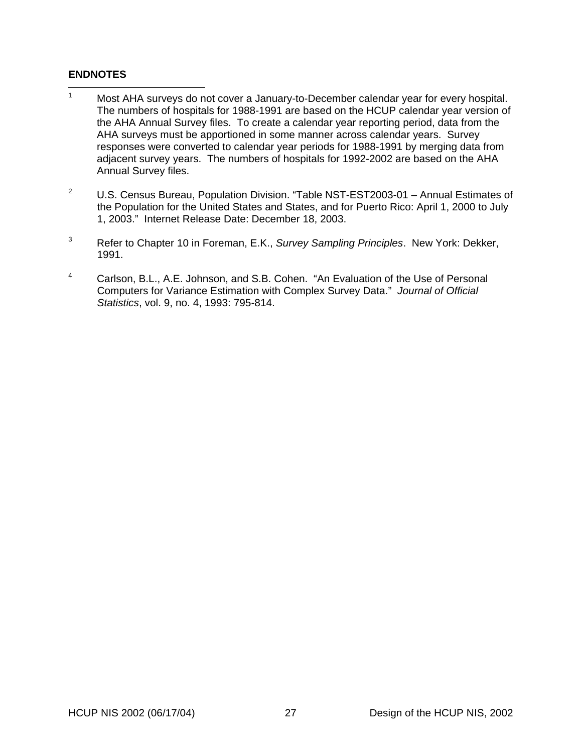**ENDNOTES**

[1] Most AHA surveys do not cover a January-to-December calendar year for every hospital. The numbers of hospitals for 1988-1991 are based on the HCUP calendar year version of the AHA Annual Survey files. To create a calendar year reporting period, data from the AHA surveys must be apportioned in some manner across calendar years. Survey responses were converted to calendar year periods for 1988-1991 by merging data from adjacent survey years. The numbers of hospitals for 1992-2002 are based on the AHA Annual Survey files.

[2] U.S. Census Bureau, Population Division. "Table NST-EST2003-01 – Annual Estimates of the Population for the United States and States, and for Puerto Rico: April 1, 2000 to July 1, 2003." Internet Release Date: December 18, 2003.

[3] Refer to Chapter 10 in Foreman, E.K., *Survey Sampling Principles*. New York: Dekker, 1991.

[4] Carlson, B.L., A.E. Johnson, and S.B. Cohen. "An Evaluation of the Use of Personal Computers for Variance Estimation with Complex Survey Data." *Journal of Official Statistics*, vol. 9, no. 4, 1993: 795-814.